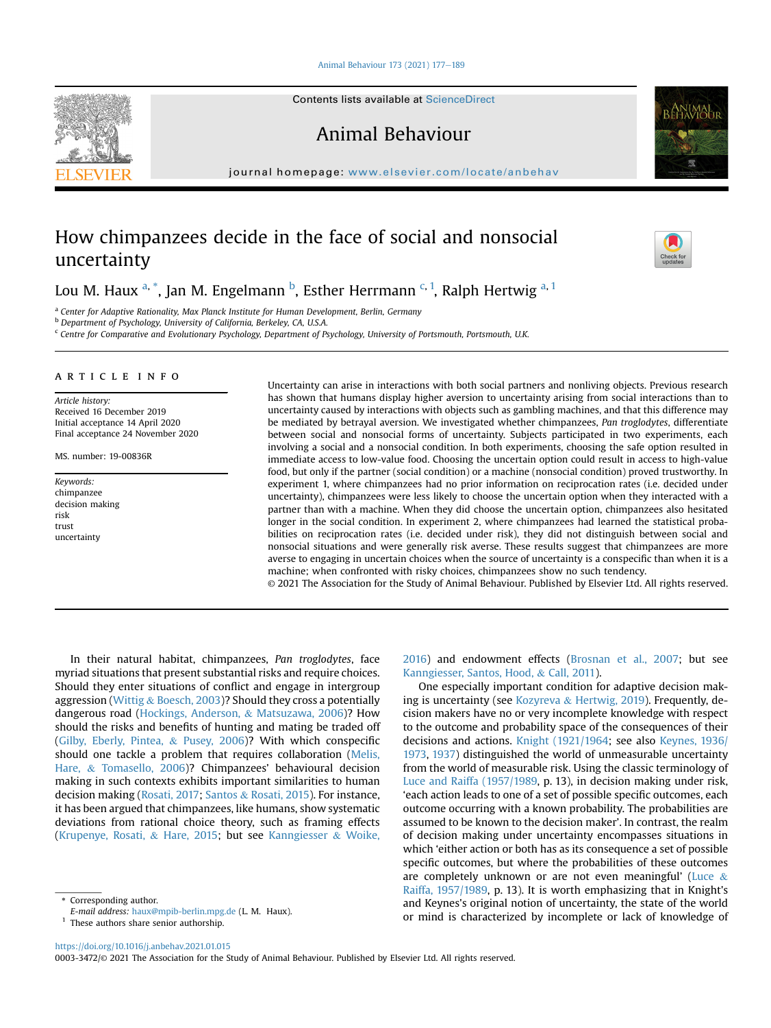# How chimpanzees decide in the face of social and nonsocial uncertainty

Lou M. Haux [a,*], Jan M. Engelmann [b], Esther Herrmann [c,1], Ralph Hertwig [a,1]

[a] Center for Adaptive Rationality, Max Planck Institute for Human Development, Berlin, Germany
[b] Department of Psychology, University of California, Berkeley, CA, U.S.A.
[c] Centre for Comparative and Evolutionary Psychology, Department of Psychology, University of Portsmouth, Portsmouth, U.K.

## ARTICLE INFO

*Article history:*
Received 16 December 2019
Initial acceptance 14 April 2020
Final acceptance 24 November 2020

MS. number: 19-00836R

*Keywords:*
chimpanzee
decision making
risk
trust
uncertainty

Uncertainty can arise in interactions with both social partners and nonliving objects. Previous research has shown that humans display higher aversion to uncertainty arising from social interactions than to uncertainty caused by interactions with objects such as gambling machines, and that this difference may be mediated by betrayal aversion. We investigated whether chimpanzees, *Pan troglodytes*, differentiate between social and nonsocial forms of uncertainty. Subjects participated in two experiments, each involving a social and a nonsocial condition. In both experiments, choosing the safe option resulted in immediate access to low-value food. Choosing the uncertain option could result in access to high-value food, but only if the partner (social condition) or a machine (nonsocial condition) proved trustworthy. In experiment 1, where chimpanzees had no prior information on reciprocation rates (i.e. decided under uncertainty), chimpanzees were less likely to choose the uncertain option when they interacted with a partner than with a machine. When they did choose the uncertain option, chimpanzees also hesitated longer in the social condition. In experiment 2, where chimpanzees had learned the statistical probabilities on reciprocation rates (i.e. decided under risk), they did not distinguish between social and nonsocial situations and were generally risk averse. These results suggest that chimpanzees are more averse to engaging in uncertain choices when the source of uncertainty is a conspecific than when it is a machine; when confronted with risky choices, chimpanzees show no such tendency.

© 2021 The Association for the Study of Animal Behaviour. Published by Elsevier Ltd. All rights reserved.

In their natural habitat, chimpanzees, *Pan troglodytes*, face myriad situations that present substantial risks and require choices. Should they enter situations of conflict and engage in intergroup aggression (Wittig & Boesch, 2003)? Should they cross a potentially dangerous road (Hockings, Anderson, & Matsuzawa, 2006)? How should the risks and benefits of hunting and mating be traded off (Gilby, Eberly, Pintea, & Pusey, 2006)? With which conspecific should one tackle a problem that requires collaboration (Melis, Hare, & Tomasello, 2006)? Chimpanzees' behavioural decision making in such contexts exhibits important similarities to human decision making (Rosati, 2017; Santos & Rosati, 2015). For instance, it has been argued that chimpanzees, like humans, show systematic deviations from rational choice theory, such as framing effects (Krupenye, Rosati, & Hare, 2015; but see Kanngiesser & Woike, 2016) and endowment effects (Brosnan et al., 2007; but see Kanngiesser, Santos, Hood, & Call, 2011).

One especially important condition for adaptive decision making is uncertainty (see Kozyreva & Hertwig, 2019). Frequently, decision makers have no or very incomplete knowledge with respect to the outcome and probability space of the consequences of their decisions and actions. Knight (1921/1964; see also Keynes, 1936/1973, 1937) distinguished the world of unmeasurable uncertainty from the world of measurable risk. Using the classic terminology of Luce and Raiffa (1957/1989, p. 13), in decision making under risk, 'each action leads to one of a set of possible specific outcomes, each outcome occurring with a known probability. The probabilities are assumed to be known to the decision maker'. In contrast, the realm of decision making under uncertainty encompasses situations in which 'either action or both has as its consequence a set of possible specific outcomes, but where the probabilities of these outcomes are completely unknown or are not even meaningful' (Luce & Raiffa, 1957/1989, p. 13). It is worth emphasizing that in Knight's and Keynes's original notion of uncertainty, the state of the world or mind is characterized by incomplete or lack of knowledge of

* Corresponding author.
*E-mail address:* haux@mpib-berlin.mpg.de (L. M. Haux).
[1] These authors share senior authorship.

https://doi.org/10.1016/j.anbehav.2021.01.015
0003-3472/© 2021 The Association for the Study of Animal Behaviour. Published by Elsevier Ltd. All rights reserved.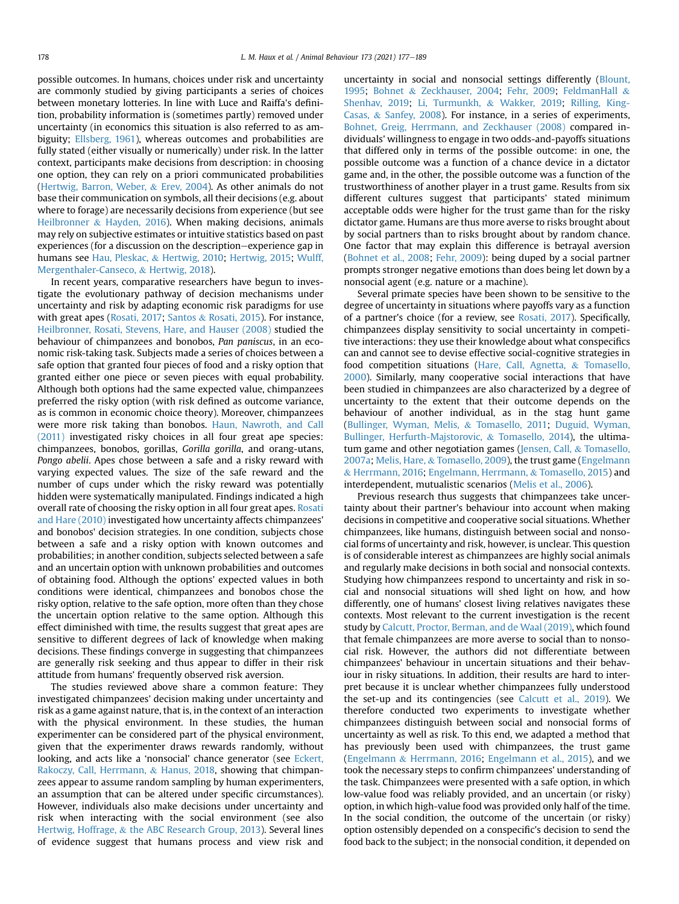possible outcomes. In humans, choices under risk and uncertainty are commonly studied by giving participants a series of choices between monetary lotteries. In line with Luce and Raiffa's definition, probability information is (sometimes partly) removed under uncertainty (in economics this situation is also referred to as ambiguity; Ellsberg, 1961), whereas outcomes and probabilities are fully stated (either visually or numerically) under risk. In the latter context, participants make decisions from description: in choosing one option, they can rely on a priori communicated probabilities (Hertwig, Barron, Weber, & Erev, 2004). As other animals do not base their communication on symbols, all their decisions (e.g. about where to forage) are necessarily decisions from experience (but see Heilbronner & Hayden, 2016). When making decisions, animals may rely on subjective estimates or intuitive statistics based on past experiences (for a discussion on the description–experience gap in humans see Hau, Pleskac, & Hertwig, 2010; Hertwig, 2015; Wulff, Mergenthaler-Canseco, & Hertwig, 2018).

In recent years, comparative researchers have begun to investigate the evolutionary pathway of decision mechanisms under uncertainty and risk by adapting economic risk paradigms for use with great apes (Rosati, 2017; Santos & Rosati, 2015). For instance, Heilbronner, Rosati, Stevens, Hare, and Hauser (2008) studied the behaviour of chimpanzees and bonobos, *Pan paniscus*, in an economic risk-taking task. Subjects made a series of choices between a safe option that granted four pieces of food and a risky option that granted either one piece or seven pieces with equal probability. Although both options had the same expected value, chimpanzees preferred the risky option (with risk defined as outcome variance, as is common in economic choice theory). Moreover, chimpanzees were more risk taking than bonobos. Haun, Nawroth, and Call (2011) investigated risky choices in all four great ape species: chimpanzees, bonobos, gorillas, *Gorilla gorilla*, and orang-utans, *Pongo abelii*. Apes chose between a safe and a risky reward with varying expected values. The size of the safe reward and the number of cups under which the risky reward was potentially hidden were systematically manipulated. Findings indicated a high overall rate of choosing the risky option in all four great apes. Rosati and Hare (2010) investigated how uncertainty affects chimpanzees' and bonobos' decision strategies. In one condition, subjects chose between a safe and a risky option with known outcomes and probabilities; in another condition, subjects selected between a safe and an uncertain option with unknown probabilities and outcomes of obtaining food. Although the options' expected values in both conditions were identical, chimpanzees and bonobos chose the risky option, relative to the safe option, more often than they chose the uncertain option relative to the same option. Although this effect diminished with time, the results suggest that great apes are sensitive to different degrees of lack of knowledge when making decisions. These findings converge in suggesting that chimpanzees are generally risk seeking and thus appear to differ in their risk attitude from humans' frequently observed risk aversion.

The studies reviewed above share a common feature: They investigated chimpanzees' decision making under uncertainty and risk as a game against nature, that is, in the context of an interaction with the physical environment. In these studies, the human experimenter can be considered part of the physical environment, given that the experimenter draws rewards randomly, without looking, and acts like a 'nonsocial' chance generator (see Eckert, Rakoczy, Call, Herrmann, & Hanus, 2018, showing that chimpanzees appear to assume random sampling by human experimenters, an assumption that can be altered under specific circumstances). However, individuals also make decisions under uncertainty and risk when interacting with the social environment (see also Hertwig, Hoffrage, & the ABC Research Group, 2013). Several lines of evidence suggest that humans process and view risk and uncertainty in social and nonsocial settings differently (Blount, 1995; Bohnet & Zeckhauser, 2004; Fehr, 2009; FeldmanHall & Shenhav, 2019; Li, Turmunkh, & Wakker, 2019; Rilling, King-Casas, & Sanfey, 2008). For instance, in a series of experiments, Bohnet, Greig, Herrmann, and Zeckhauser (2008) compared individuals' willingness to engage in two odds-and-payoffs situations that differed only in terms of the possible outcome: in one, the possible outcome was a function of a chance device in a dictator game and, in the other, the possible outcome was a function of the trustworthiness of another player in a trust game. Results from six different cultures suggest that participants' stated minimum acceptable odds were higher for the trust game than for the risky dictator game. Humans are thus more averse to risks brought about by social partners than to risks brought about by random chance. One factor that may explain this difference is betrayal aversion (Bohnet et al., 2008; Fehr, 2009): being duped by a social partner prompts stronger negative emotions than does being let down by a nonsocial agent (e.g. nature or a machine).

Several primate species have been shown to be sensitive to the degree of uncertainty in situations where payoffs vary as a function of a partner's choice (for a review, see Rosati, 2017). Specifically, chimpanzees display sensitivity to social uncertainty in competitive interactions: they use their knowledge about what conspecifics can and cannot see to devise effective social-cognitive strategies in food competition situations (Hare, Call, Agnetta, & Tomasello, 2000). Similarly, many cooperative social interactions that have been studied in chimpanzees are also characterized by a degree of uncertainty to the extent that their outcome depends on the behaviour of another individual, as in the stag hunt game (Bullinger, Wyman, Melis, & Tomasello, 2011; Duguid, Wyman, Bullinger, Herfurth-Majstorovic, & Tomasello, 2014), the ultimatum game and other negotiation games (Jensen, Call, & Tomasello, 2007a; Melis, Hare, & Tomasello, 2009), the trust game (Engelmann & Herrmann, 2016; Engelmann, Herrmann, & Tomasello, 2015) and interdependent, mutualistic scenarios (Melis et al., 2006).

Previous research thus suggests that chimpanzees take uncertainty about their partner's behaviour into account when making decisions in competitive and cooperative social situations. Whether chimpanzees, like humans, distinguish between social and nonsocial forms of uncertainty and risk, however, is unclear. This question is of considerable interest as chimpanzees are highly social animals and regularly make decisions in both social and nonsocial contexts. Studying how chimpanzees respond to uncertainty and risk in social and nonsocial situations will shed light on how, and how differently, one of humans' closest living relatives navigates these contexts. Most relevant to the current investigation is the recent study by Calcutt, Proctor, Berman, and de Waal (2019), which found that female chimpanzees are more averse to social than to nonsocial risk. However, the authors did not differentiate between chimpanzees' behaviour in uncertain situations and their behaviour in risky situations. In addition, their results are hard to interpret because it is unclear whether chimpanzees fully understood the set-up and its contingencies (see Calcutt et al., 2019). We therefore conducted two experiments to investigate whether chimpanzees distinguish between social and nonsocial forms of uncertainty as well as risk. To this end, we adapted a method that has previously been used with chimpanzees, the trust game (Engelmann & Herrmann, 2016; Engelmann et al., 2015), and we took the necessary steps to confirm chimpanzees' understanding of the task. Chimpanzees were presented with a safe option, in which low-value food was reliably provided, and an uncertain (or risky) option, in which high-value food was provided only half of the time. In the social condition, the outcome of the uncertain (or risky) option ostensibly depended on a conspecific's decision to send the food back to the subject; in the nonsocial condition, it depended on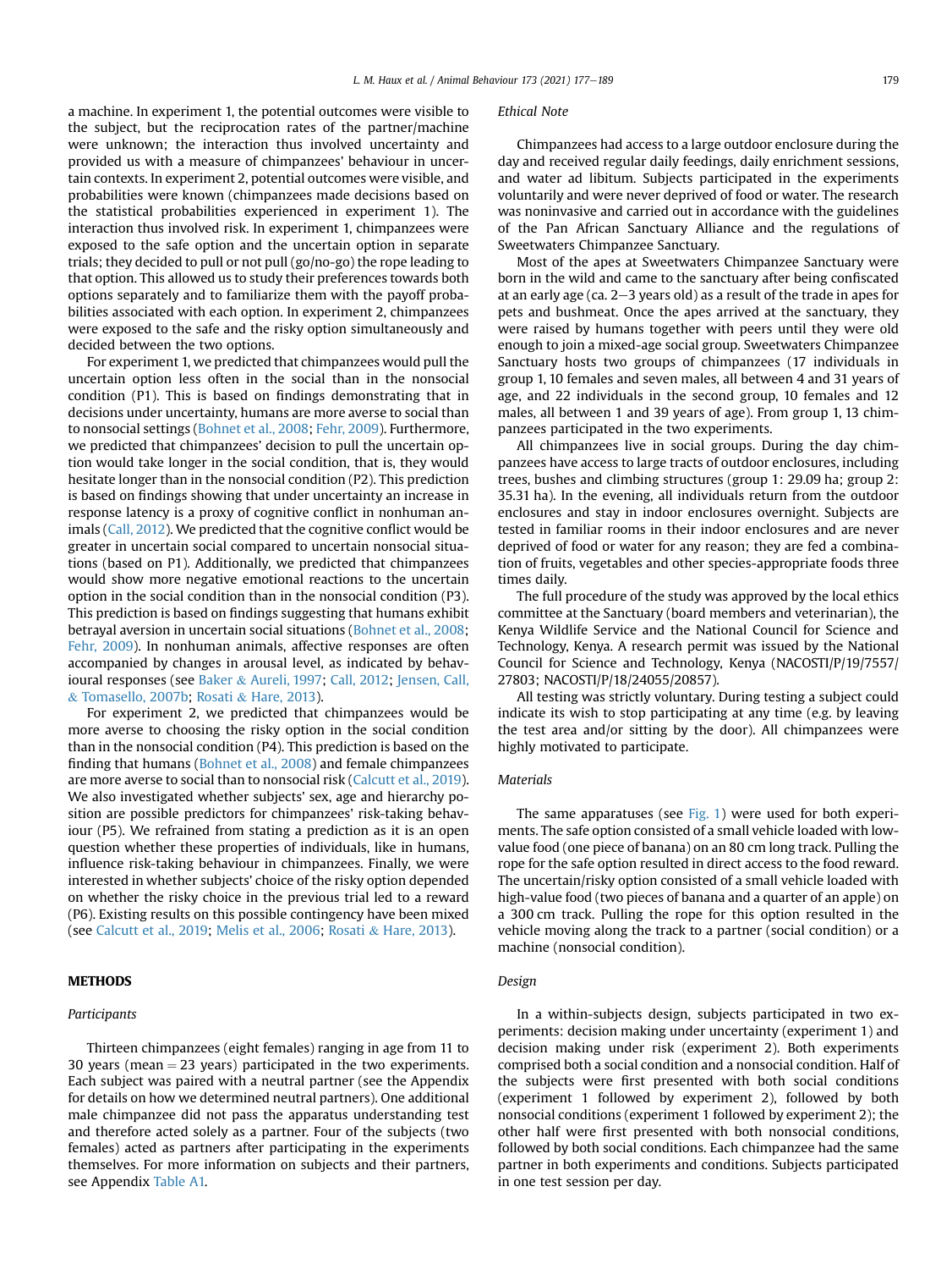a machine. In experiment 1, the potential outcomes were visible to the subject, but the reciprocation rates of the partner/machine were unknown; the interaction thus involved uncertainty and provided us with a measure of chimpanzees' behaviour in uncertain contexts. In experiment 2, potential outcomes were visible, and probabilities were known (chimpanzees made decisions based on the statistical probabilities experienced in experiment 1). The interaction thus involved risk. In experiment 1, chimpanzees were exposed to the safe option and the uncertain option in separate trials; they decided to pull or not pull (go/no-go) the rope leading to that option. This allowed us to study their preferences towards both options separately and to familiarize them with the payoff probabilities associated with each option. In experiment 2, chimpanzees were exposed to the safe and the risky option simultaneously and decided between the two options.

For experiment 1, we predicted that chimpanzees would pull the uncertain option less often in the social than in the nonsocial condition (P1). This is based on findings demonstrating that in decisions under uncertainty, humans are more averse to social than to nonsocial settings (Bohnet et al., 2008; Fehr, 2009). Furthermore, we predicted that chimpanzees' decision to pull the uncertain option would take longer in the social condition, that is, they would hesitate longer than in the nonsocial condition (P2). This prediction is based on findings showing that under uncertainty an increase in response latency is a proxy of cognitive conflict in nonhuman animals (Call, 2012). We predicted that the cognitive conflict would be greater in uncertain social compared to uncertain nonsocial situations (based on P1). Additionally, we predicted that chimpanzees would show more negative emotional reactions to the uncertain option in the social condition than in the nonsocial condition (P3). This prediction is based on findings suggesting that humans exhibit betrayal aversion in uncertain social situations (Bohnet et al., 2008; Fehr, 2009). In nonhuman animals, affective responses are often accompanied by changes in arousal level, as indicated by behavioural responses (see Baker & Aureli, 1997; Call, 2012; Jensen, Call, & Tomasello, 2007b; Rosati & Hare, 2013).

For experiment 2, we predicted that chimpanzees would be more averse to choosing the risky option in the social condition than in the nonsocial condition (P4). This prediction is based on the finding that humans (Bohnet et al., 2008) and female chimpanzees are more averse to social than to nonsocial risk (Calcutt et al., 2019). We also investigated whether subjects' sex, age and hierarchy position are possible predictors for chimpanzees' risk-taking behaviour (P5). We refrained from stating a prediction as it is an open question whether these properties of individuals, like in humans, influence risk-taking behaviour in chimpanzees. Finally, we were interested in whether subjects' choice of the risky option depended on whether the risky choice in the previous trial led to a reward (P6). Existing results on this possible contingency have been mixed (see Calcutt et al., 2019; Melis et al., 2006; Rosati & Hare, 2013).

## METHODS

### Participants

Thirteen chimpanzees (eight females) ranging in age from 11 to 30 years (mean = 23 years) participated in the two experiments. Each subject was paired with a neutral partner (see the Appendix for details on how we determined neutral partners). One additional male chimpanzee did not pass the apparatus understanding test and therefore acted solely as a partner. Four of the subjects (two females) acted as partners after participating in the experiments themselves. For more information on subjects and their partners, see Appendix Table A1.

### Ethical Note

Chimpanzees had access to a large outdoor enclosure during the day and received regular daily feedings, daily enrichment sessions, and water ad libitum. Subjects participated in the experiments voluntarily and were never deprived of food or water. The research was noninvasive and carried out in accordance with the guidelines of the Pan African Sanctuary Alliance and the regulations of Sweetwaters Chimpanzee Sanctuary.

Most of the apes at Sweetwaters Chimpanzee Sanctuary were born in the wild and came to the sanctuary after being confiscated at an early age (ca. 2–3 years old) as a result of the trade in apes for pets and bushmeat. Once the apes arrived at the sanctuary, they were raised by humans together with peers until they were old enough to join a mixed-age social group. Sweetwaters Chimpanzee Sanctuary hosts two groups of chimpanzees (17 individuals in group 1, 10 females and seven males, all between 4 and 31 years of age, and 22 individuals in the second group, 10 females and 12 males, all between 1 and 39 years of age). From group 1, 13 chimpanzees participated in the two experiments.

All chimpanzees live in social groups. During the day chimpanzees have access to large tracts of outdoor enclosures, including trees, bushes and climbing structures (group 1: 29.09 ha; group 2: 35.31 ha). In the evening, all individuals return from the outdoor enclosures and stay in indoor enclosures overnight. Subjects are tested in familiar rooms in their indoor enclosures and are never deprived of food or water for any reason; they are fed a combination of fruits, vegetables and other species-appropriate foods three times daily.

The full procedure of the study was approved by the local ethics committee at the Sanctuary (board members and veterinarian), the Kenya Wildlife Service and the National Council for Science and Technology, Kenya. A research permit was issued by the National Council for Science and Technology, Kenya (NACOSTI/P/19/7557/27803; NACOSTI/P/18/24055/20857).

All testing was strictly voluntary. During testing a subject could indicate its wish to stop participating at any time (e.g. by leaving the test area and/or sitting by the door). All chimpanzees were highly motivated to participate.

### Materials

The same apparatuses (see Fig. 1) were used for both experiments. The safe option consisted of a small vehicle loaded with low-value food (one piece of banana) on an 80 cm long track. Pulling the rope for the safe option resulted in direct access to the food reward. The uncertain/risky option consisted of a small vehicle loaded with high-value food (two pieces of banana and a quarter of an apple) on a 300 cm track. Pulling the rope for this option resulted in the vehicle moving along the track to a partner (social condition) or a machine (nonsocial condition).

### Design

In a within-subjects design, subjects participated in two experiments: decision making under uncertainty (experiment 1) and decision making under risk (experiment 2). Both experiments comprised both a social condition and a nonsocial condition. Half of the subjects were first presented with both social conditions (experiment 1 followed by experiment 2), followed by both nonsocial conditions (experiment 1 followed by experiment 2); the other half were first presented with both nonsocial conditions, followed by both social conditions. Each chimpanzee had the same partner in both experiments and conditions. Subjects participated in one test session per day.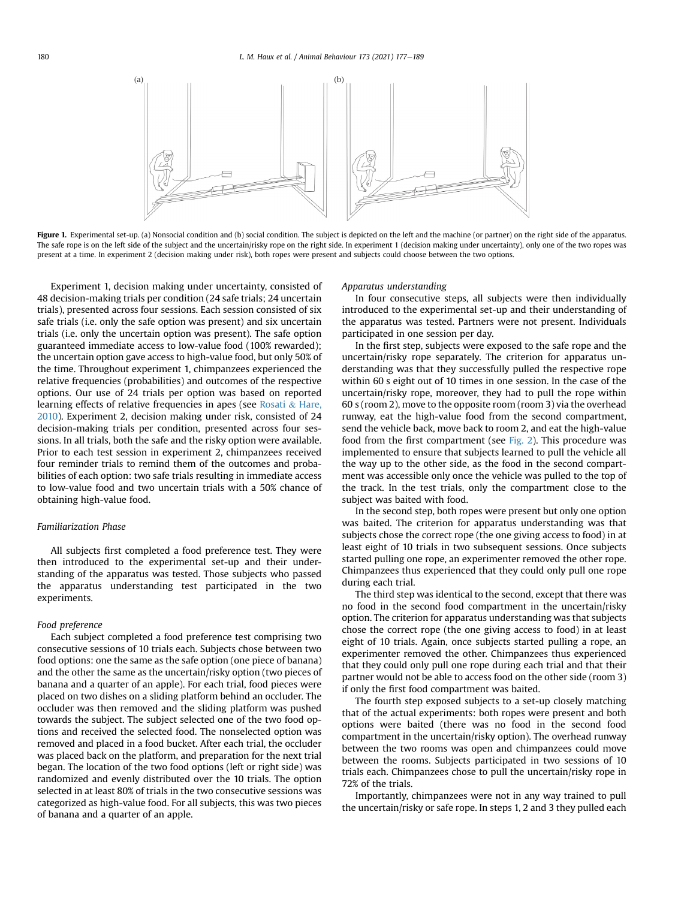**Figure 1.** Experimental set-up. (a) Nonsocial condition and (b) social condition. The subject is depicted on the left and the machine (or partner) on the right side of the apparatus. The safe rope is on the left side of the subject and the uncertain/risky rope on the right side. In experiment 1 (decision making under uncertainty), only one of the two ropes was present at a time. In experiment 2 (decision making under risk), both ropes were present and subjects could choose between the two options.

Experiment 1, decision making under uncertainty, consisted of 48 decision-making trials per condition (24 safe trials; 24 uncertain trials), presented across four sessions. Each session consisted of six safe trials (i.e. only the safe option was present) and six uncertain trials (i.e. only the uncertain option was present). The safe option guaranteed immediate access to low-value food (100% rewarded); the uncertain option gave access to high-value food, but only 50% of the time. Throughout experiment 1, chimpanzees experienced the relative frequencies (probabilities) and outcomes of the respective options. Our use of 24 trials per option was based on reported learning effects of relative frequencies in apes (see Rosati & Hare, 2010). Experiment 2, decision making under risk, consisted of 24 decision-making trials per condition, presented across four sessions. In all trials, both the safe and the risky option were available. Prior to each test session in experiment 2, chimpanzees received four reminder trials to remind them of the outcomes and probabilities of each option: two safe trials resulting in immediate access to low-value food and two uncertain trials with a 50% chance of obtaining high-value food.

### Familiarization Phase

All subjects first completed a food preference test. They were then introduced to the experimental set-up and their understanding of the apparatus was tested. Those subjects who passed the apparatus understanding test participated in the two experiments.

#### Food preference

Each subject completed a food preference test comprising two consecutive sessions of 10 trials each. Subjects chose between two food options: one the same as the safe option (one piece of banana) and the other the same as the uncertain/risky option (two pieces of banana and a quarter of an apple). For each trial, food pieces were placed on two dishes on a sliding platform behind an occluder. The occluder was then removed and the sliding platform was pushed towards the subject. The subject selected one of the two food options and received the selected food. The nonselected option was removed and placed in a food bucket. After each trial, the occluder was placed back on the platform, and preparation for the next trial began. The location of the two food options (left or right side) was randomized and evenly distributed over the 10 trials. The option selected in at least 80% of trials in the two consecutive sessions was categorized as high-value food. For all subjects, this was two pieces of banana and a quarter of an apple.

#### Apparatus understanding

In four consecutive steps, all subjects were then individually introduced to the experimental set-up and their understanding of the apparatus was tested. Partners were not present. Individuals participated in one session per day.

In the first step, subjects were exposed to the safe rope and the uncertain/risky rope separately. The criterion for apparatus understanding was that they successfully pulled the respective rope within 60 s eight out of 10 times in one session. In the case of the uncertain/risky rope, moreover, they had to pull the rope within 60 s (room 2), move to the opposite room (room 3) via the overhead runway, eat the high-value food from the second compartment, send the vehicle back, move back to room 2, and eat the high-value food from the first compartment (see Fig. 2). This procedure was implemented to ensure that subjects learned to pull the vehicle all the way up to the other side, as the food in the second compartment was accessible only once the vehicle was pulled to the top of the track. In the test trials, only the compartment close to the subject was baited with food.

In the second step, both ropes were present but only one option was baited. The criterion for apparatus understanding was that subjects chose the correct rope (the one giving access to food) in at least eight of 10 trials in two subsequent sessions. Once subjects started pulling one rope, an experimenter removed the other rope. Chimpanzees thus experienced that they could only pull one rope during each trial.

The third step was identical to the second, except that there was no food in the second food compartment in the uncertain/risky option. The criterion for apparatus understanding was that subjects chose the correct rope (the one giving access to food) in at least eight of 10 trials. Again, once subjects started pulling a rope, an experimenter removed the other. Chimpanzees thus experienced that they could only pull one rope during each trial and that their partner would not be able to access food on the other side (room 3) if only the first food compartment was baited.

The fourth step exposed subjects to a set-up closely matching that of the actual experiments: both ropes were present and both options were baited (there was no food in the second food compartment in the uncertain/risky option). The overhead runway between the two rooms was open and chimpanzees could move between the rooms. Subjects participated in two sessions of 10 trials each. Chimpanzees chose to pull the uncertain/risky rope in 72% of the trials.

Importantly, chimpanzees were not in any way trained to pull the uncertain/risky or safe rope. In steps 1, 2 and 3 they pulled each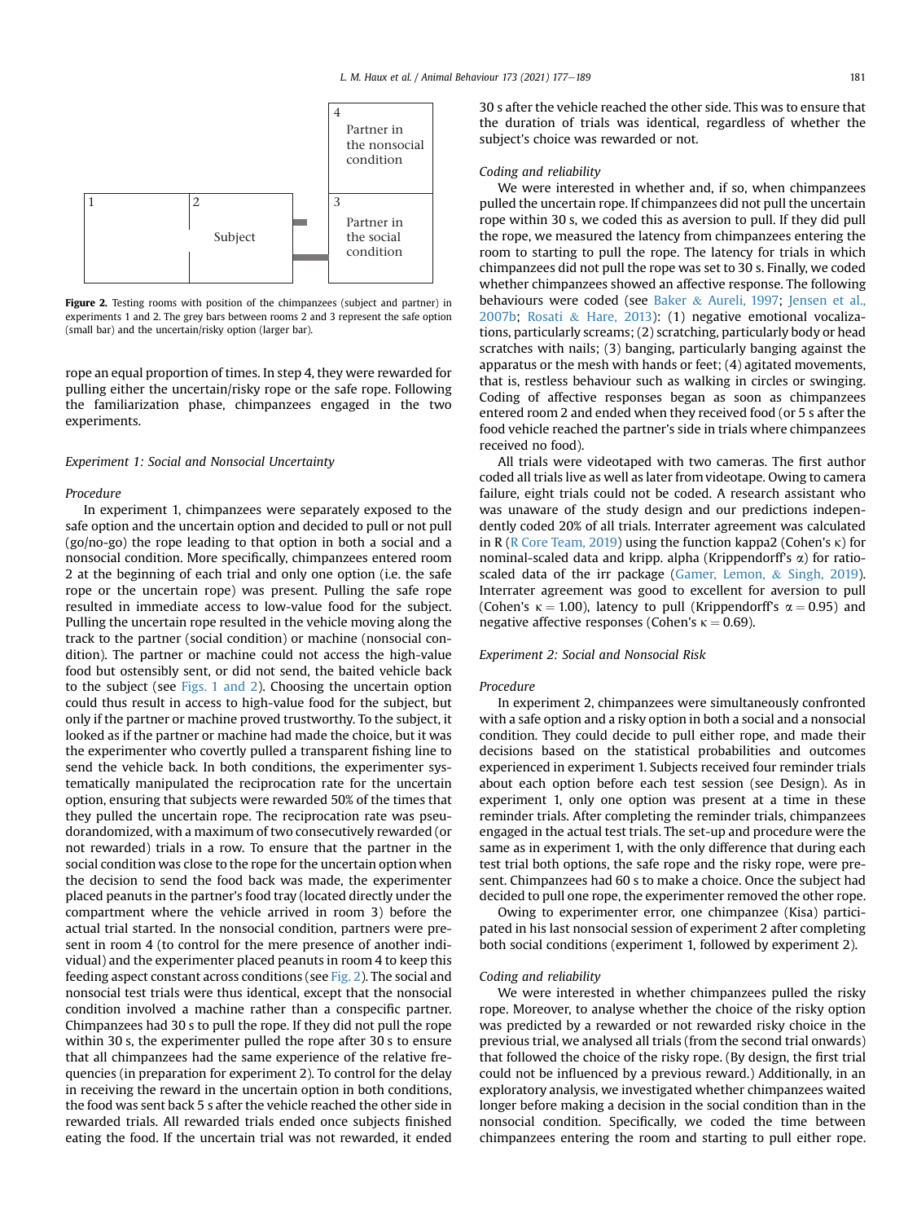Figure 2. Testing rooms with position of the chimpanzees (subject and partner) in experiments 1 and 2. The grey bars between rooms 2 and 3 represent the safe option (small bar) and the uncertain/risky option (larger bar).

rope an equal proportion of times. In step 4, they were rewarded for pulling either the uncertain/risky rope or the safe rope. Following the familiarization phase, chimpanzees engaged in the two experiments.

### Experiment 1: Social and Nonsocial Uncertainty

#### Procedure

In experiment 1, chimpanzees were separately exposed to the safe option and the uncertain option and decided to pull or not pull (go/no-go) the rope leading to that option in both a social and a nonsocial condition. More specifically, chimpanzees entered room 2 at the beginning of each trial and only one option (i.e. the safe rope or the uncertain rope) was present. Pulling the safe rope resulted in immediate access to low-value food for the subject. Pulling the uncertain rope resulted in the vehicle moving along the track to the partner (social condition) or machine (nonsocial condition). The partner or machine could not access the high-value food but ostensibly sent, or did not send, the baited vehicle back to the subject (see Figs. 1 and 2). Choosing the uncertain option could thus result in access to high-value food for the subject, but only if the partner or machine proved trustworthy. To the subject, it looked as if the partner or machine had made the choice, but it was the experimenter who covertly pulled a transparent fishing line to send the vehicle back. In both conditions, the experimenter systematically manipulated the reciprocation rate for the uncertain option, ensuring that subjects were rewarded 50% of the times that they pulled the uncertain rope. The reciprocation rate was pseudorandomized, with a maximum of two consecutively rewarded (or not rewarded) trials in a row. To ensure that the partner in the social condition was close to the rope for the uncertain option when the decision to send the food back was made, the experimenter placed peanuts in the partner's food tray (located directly under the compartment where the vehicle arrived in room 3) before the actual trial started. In the nonsocial condition, partners were present in room 4 (to control for the mere presence of another individual) and the experimenter placed peanuts in room 4 to keep this feeding aspect constant across conditions (see Fig. 2). The social and nonsocial test trials were thus identical, except that the nonsocial condition involved a machine rather than a conspecific partner. Chimpanzees had 30 s to pull the rope. If they did not pull the rope within 30 s, the experimenter pulled the rope after 30 s to ensure that all chimpanzees had the same experience of the relative frequencies (in preparation for experiment 2). To control for the delay in receiving the reward in the uncertain option in both conditions, the food was sent back 5 s after the vehicle reached the other side in rewarded trials. All rewarded trials ended once subjects finished eating the food. If the uncertain trial was not rewarded, it ended 30 s after the vehicle reached the other side. This was to ensure that the duration of trials was identical, regardless of whether the subject's choice was rewarded or not.

#### Coding and reliability

We were interested in whether and, if so, when chimpanzees pulled the uncertain rope. If chimpanzees did not pull the uncertain rope within 30 s, we coded this as aversion to pull. If they did pull the rope, we measured the latency from chimpanzees entering the room to starting to pull the rope. The latency for trials in which chimpanzees did not pull the rope was set to 30 s. Finally, we coded whether chimpanzees showed an affective response. The following behaviours were coded (see Baker & Aureli, 1997; Jensen et al., 2007b; Rosati & Hare, 2013): (1) negative emotional vocalizations, particularly screams; (2) scratching, particularly body or head scratches with nails; (3) banging, particularly banging against the apparatus or the mesh with hands or feet; (4) agitated movements, that is, restless behaviour such as walking in circles or swinging. Coding of affective responses began as soon as chimpanzees entered room 2 and ended when they received food (or 5 s after the food vehicle reached the partner's side in trials where chimpanzees received no food).

All trials were videotaped with two cameras. The first author coded all trials live as well as later from videotape. Owing to camera failure, eight trials could not be coded. A research assistant who was unaware of the study design and our predictions independently coded 20% of all trials. Interrater agreement was calculated in R (R Core Team, 2019) using the function kappa2 (Cohen's $\kappa$) for nominal-scaled data and kripp. alpha (Krippendorff's $\alpha$) for ratio-scaled data of the irr package (Gamer, Lemon, & Singh, 2019). Interrater agreement was good to excellent for aversion to pull (Cohen's $\kappa = 1.00$), latency to pull (Krippendorff's $\alpha = 0.95$) and negative affective responses (Cohen's $\kappa = 0.69$).

### Experiment 2: Social and Nonsocial Risk

#### Procedure

In experiment 2, chimpanzees were simultaneously confronted with a safe option and a risky option in both a social and a nonsocial condition. They could decide to pull either rope, and made their decisions based on the statistical probabilities and outcomes experienced in experiment 1. Subjects received four reminder trials about each option before each test session (see Design). As in experiment 1, only one option was present at a time in these reminder trials. After completing the reminder trials, chimpanzees engaged in the actual test trials. The set-up and procedure were the same as in experiment 1, with the only difference that during each test trial both options, the safe rope and the risky rope, were present. Chimpanzees had 60 s to make a choice. Once the subject had decided to pull one rope, the experimenter removed the other rope.

Owing to experimenter error, one chimpanzee (Kisa) participated in his last nonsocial session of experiment 2 after completing both social conditions (experiment 1, followed by experiment 2).

#### Coding and reliability

We were interested in whether chimpanzees pulled the risky rope. Moreover, to analyse whether the choice of the risky option was predicted by a rewarded or not rewarded risky choice in the previous trial, we analysed all trials (from the second trial onwards) that followed the choice of the risky rope. (By design, the first trial could not be influenced by a previous reward.) Additionally, in an exploratory analysis, we investigated whether chimpanzees waited longer before making a decision in the social condition than in the nonsocial condition. Specifically, we coded the time between chimpanzees entering the room and starting to pull either rope.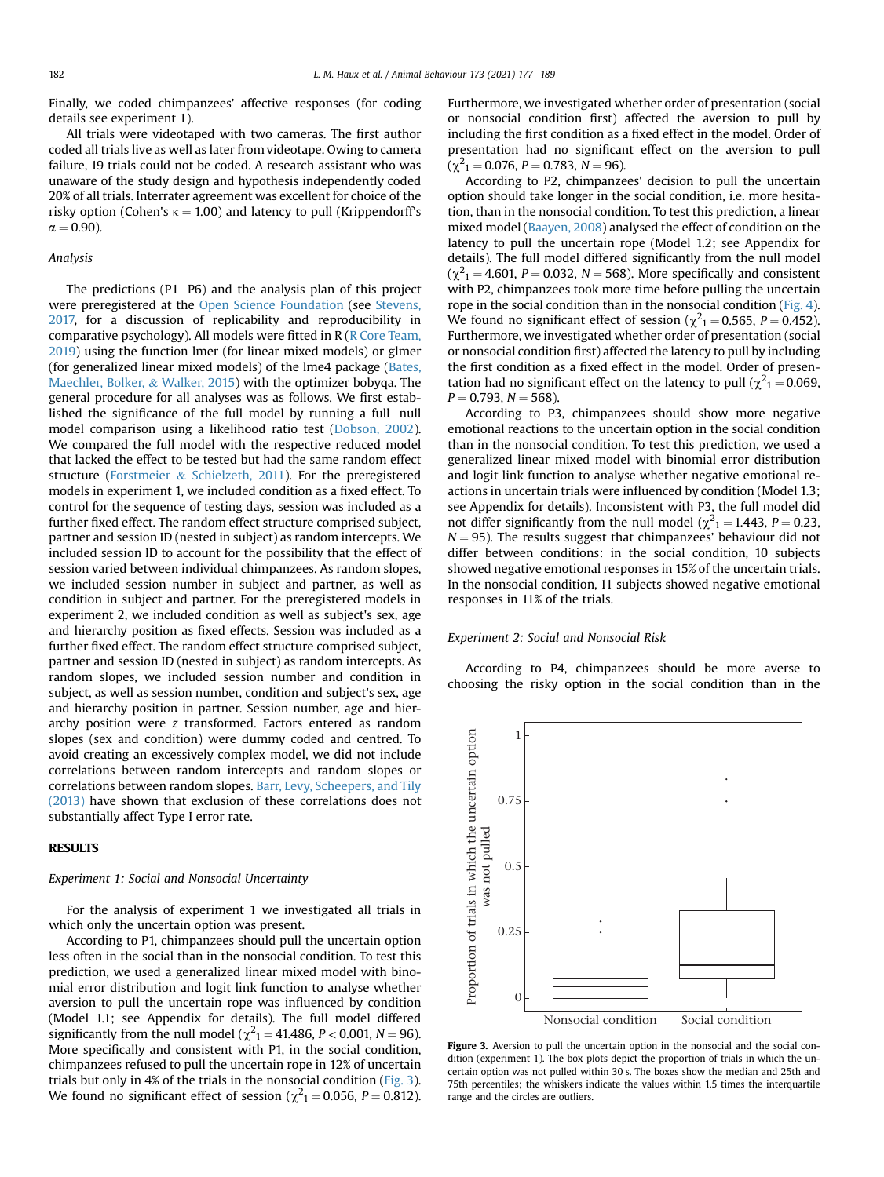Finally, we coded chimpanzees' affective responses (for coding details see experiment 1).

All trials were videotaped with two cameras. The first author coded all trials live as well as later from videotape. Owing to camera failure, 19 trials could not be coded. A research assistant who was unaware of the study design and hypothesis independently coded 20% of all trials. Interrater agreement was excellent for choice of the risky option (Cohen's $\kappa = 1.00$) and latency to pull (Krippendorff's $\alpha = 0.90$).

*Analysis*

The predictions (P1−P6) and the analysis plan of this project were preregistered at the Open Science Foundation (see Stevens, 2017, for a discussion of replicability and reproducibility in comparative psychology). All models were fitted in R (R Core Team, 2019) using the function lmer (for linear mixed models) or glmer (for generalized linear mixed models) of the lme4 package (Bates, Maechler, Bolker, & Walker, 2015) with the optimizer bobyqa. The general procedure for all analyses was as follows. We first established the significance of the full model by running a full−null model comparison using a likelihood ratio test (Dobson, 2002). We compared the full model with the respective reduced model that lacked the effect to be tested but had the same random effect structure (Forstmeier & Schielzeth, 2011). For the preregistered models in experiment 1, we included condition as a fixed effect. To control for the sequence of testing days, session was included as a further fixed effect. The random effect structure comprised subject, partner and session ID (nested in subject) as random intercepts. We included session ID to account for the possibility that the effect of session varied between individual chimpanzees. As random slopes, we included session number in subject and partner, as well as condition in subject and partner. For the preregistered models in experiment 2, we included condition as well as subject's sex, age and hierarchy position as fixed effects. Session was included as a further fixed effect. The random effect structure comprised subject, partner and session ID (nested in subject) as random intercepts. As random slopes, we included session number and condition in subject, as well as session number, condition and subject's sex, age and hierarchy position in partner. Session number, age and hierarchy position were *z* transformed. Factors entered as random slopes (sex and condition) were dummy coded and centred. To avoid creating an excessively complex model, we did not include correlations between random intercepts and random slopes or correlations between random slopes. Barr, Levy, Scheepers, and Tily (2013) have shown that exclusion of these correlations does not substantially affect Type I error rate.

## RESULTS

*Experiment 1: Social and Nonsocial Uncertainty*

For the analysis of experiment 1 we investigated all trials in which only the uncertain option was present.

According to P1, chimpanzees should pull the uncertain option less often in the social than in the nonsocial condition. To test this prediction, we used a generalized linear mixed model with binomial error distribution and logit link function to analyse whether aversion to pull the uncertain rope was influenced by condition (Model 1.1; see Appendix for details). The full model differed significantly from the null model ($\chi^2_1 = 41.486$, $P < 0.001$, $N = 96$). More specifically and consistent with P1, in the social condition, chimpanzees refused to pull the uncertain rope in 12% of uncertain trials but only in 4% of the trials in the nonsocial condition (Fig. 3). We found no significant effect of session ($\chi^2_1 = 0.056$, $P = 0.812$). Furthermore, we investigated whether order of presentation (social or nonsocial condition first) affected the aversion to pull by including the first condition as a fixed effect in the model. Order of presentation had no significant effect on the aversion to pull ($\chi^2_1 = 0.076$, $P = 0.783$, $N = 96$).

According to P2, chimpanzees' decision to pull the uncertain option should take longer in the social condition, i.e. more hesitation, than in the nonsocial condition. To test this prediction, a linear mixed model (Baayen, 2008) analysed the effect of condition on the latency to pull the uncertain rope (Model 1.2; see Appendix for details). The full model differed significantly from the null model ($\chi^2_1 = 4.601$, $P = 0.032$, $N = 568$). More specifically and consistent with P2, chimpanzees took more time before pulling the uncertain rope in the social condition than in the nonsocial condition (Fig. 4). We found no significant effect of session ($\chi^2_1 = 0.565$, $P = 0.452$). Furthermore, we investigated whether order of presentation (social or nonsocial condition first) affected the latency to pull by including the first condition as a fixed effect in the model. Order of presentation had no significant effect on the latency to pull ($\chi^2_1 = 0.069$, $P = 0.793$, $N = 568$).

According to P3, chimpanzees should show more negative emotional reactions to the uncertain option in the social condition than in the nonsocial condition. To test this prediction, we used a generalized linear mixed model with binomial error distribution and logit link function to analyse whether negative emotional reactions in uncertain trials were influenced by condition (Model 1.3; see Appendix for details). Inconsistent with P3, the full model did not differ significantly from the null model ($\chi^2_1 = 1.443$, $P = 0.23$, $N = 95$). The results suggest that chimpanzees' behaviour did not differ between conditions: in the social condition, 10 subjects showed negative emotional responses in 15% of the uncertain trials. In the nonsocial condition, 11 subjects showed negative emotional responses in 11% of the trials.

*Experiment 2: Social and Nonsocial Risk*

According to P4, chimpanzees should be more averse to choosing the risky option in the social condition than in the

**Figure 3.** Aversion to pull the uncertain option in the nonsocial and the social condition (experiment 1). The box plots depict the proportion of trials in which the uncertain option was not pulled within 30 s. The boxes show the median and 25th and 75th percentiles; the whiskers indicate the values within 1.5 times the interquartile range and the circles are outliers.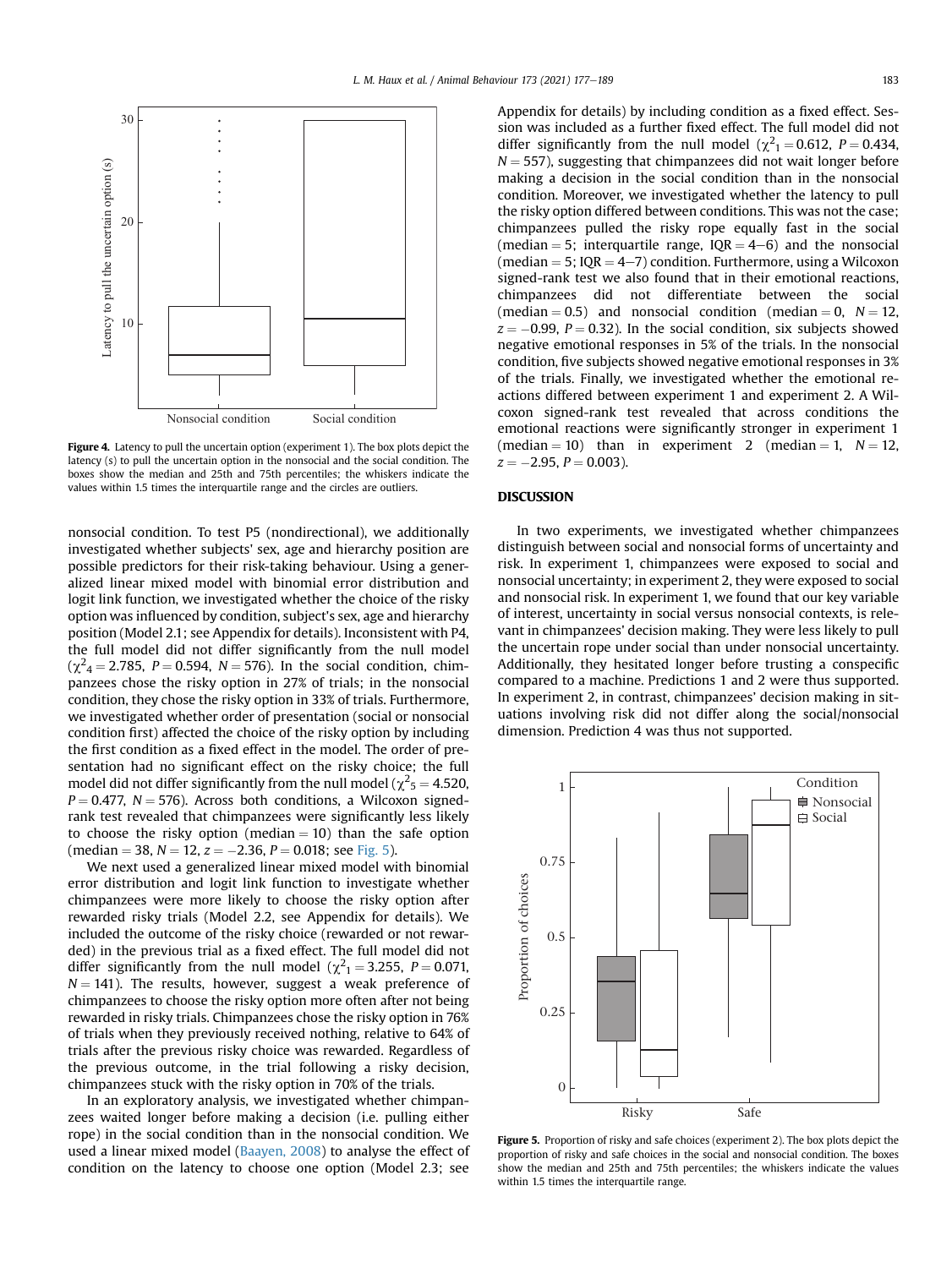Figure 4. Latency to pull the uncertain option (experiment 1). The box plots depict the latency (s) to pull the uncertain option in the nonsocial and the social condition. The boxes show the median and 25th and 75th percentiles; the whiskers indicate the values within 1.5 times the interquartile range and the circles are outliers.

nonsocial condition. To test P5 (nondirectional), we additionally investigated whether subjects' sex, age and hierarchy position are possible predictors for their risk-taking behaviour. Using a generalized linear mixed model with binomial error distribution and logit link function, we investigated whether the choice of the risky option was influenced by condition, subject's sex, age and hierarchy position (Model 2.1; see Appendix for details). Inconsistent with P4, the full model did not differ significantly from the null model ($\chi^2_4 = 2.785$, $P = 0.594$, $N = 576$). In the social condition, chimpanzees chose the risky option in 27% of trials; in the nonsocial condition, they chose the risky option in 33% of trials. Furthermore, we investigated whether order of presentation (social or nonsocial condition first) affected the choice of the risky option by including the first condition as a fixed effect in the model. The order of presentation had no significant effect on the risky choice; the full model did not differ significantly from the null model ($\chi^2_5 = 4.520$, $P = 0.477$, $N = 576$). Across both conditions, a Wilcoxon signed-rank test revealed that chimpanzees were significantly less likely to choose the risky option (median = 10) than the safe option (median = 38, $N = 12$, $z = -2.36$, $P = 0.018$; see Fig. 5).

We next used a generalized linear mixed model with binomial error distribution and logit link function to investigate whether chimpanzees were more likely to choose the risky option after rewarded risky trials (Model 2.2, see Appendix for details). We included the outcome of the risky choice (rewarded or not rewarded) in the previous trial as a fixed effect. The full model did not differ significantly from the null model ($\chi^2_1 = 3.255$, $P = 0.071$, $N = 141$). The results, however, suggest a weak preference of chimpanzees to choose the risky option more often after not being rewarded in risky trials. Chimpanzees chose the risky option in 76% of trials when they previously received nothing, relative to 64% of trials after the previous risky choice was rewarded. Regardless of the previous outcome, in the trial following a risky decision, chimpanzees stuck with the risky option in 70% of the trials.

In an exploratory analysis, we investigated whether chimpanzees waited longer before making a decision (i.e. pulling either rope) in the social condition than in the nonsocial condition. We used a linear mixed model (Baayen, 2008) to analyse the effect of condition on the latency to choose one option (Model 2.3; see Appendix for details) by including condition as a fixed effect. Session was included as a further fixed effect. The full model did not differ significantly from the null model ($\chi^2_1 = 0.612$, $P = 0.434$, $N = 557$), suggesting that chimpanzees did not wait longer before making a decision in the social condition than in the nonsocial condition. Moreover, we investigated whether the latency to pull the risky option differed between conditions. This was not the case; chimpanzees pulled the risky rope equally fast in the social (median = 5; interquartile range, IQR = 4−6) and the nonsocial (median = 5; IQR = 4−7) condition. Furthermore, using a Wilcoxon signed-rank test we also found that in their emotional reactions, chimpanzees did not differentiate between the social (median = 0.5) and nonsocial condition (median = 0, $N = 12$, $z = -0.99$, $P = 0.32$). In the social condition, six subjects showed negative emotional responses in 5% of the trials. In the nonsocial condition, five subjects showed negative emotional responses in 3% of the trials. Finally, we investigated whether the emotional reactions differed between experiment 1 and experiment 2. A Wilcoxon signed-rank test revealed that across conditions the emotional reactions were significantly stronger in experiment 1 (median = 10) than in experiment 2 (median = 1, $N = 12$, $z = -2.95$, $P = 0.003$).

## DISCUSSION

In two experiments, we investigated whether chimpanzees distinguish between social and nonsocial forms of uncertainty and risk. In experiment 1, chimpanzees were exposed to social and nonsocial uncertainty; in experiment 2, they were exposed to social and nonsocial risk. In experiment 1, we found that our key variable of interest, uncertainty in social versus nonsocial contexts, is relevant in chimpanzees' decision making. They were less likely to pull the uncertain rope under social than under nonsocial uncertainty. Additionally, they hesitated longer before trusting a conspecific compared to a machine. Predictions 1 and 2 were thus supported. In experiment 2, in contrast, chimpanzees' decision making in situations involving risk did not differ along the social/nonsocial dimension. Prediction 4 was thus not supported.

Figure 5. Proportion of risky and safe choices (experiment 2). The box plots depict the proportion of risky and safe choices in the social and nonsocial condition. The boxes show the median and 25th and 75th percentiles; the whiskers indicate the values within 1.5 times the interquartile range.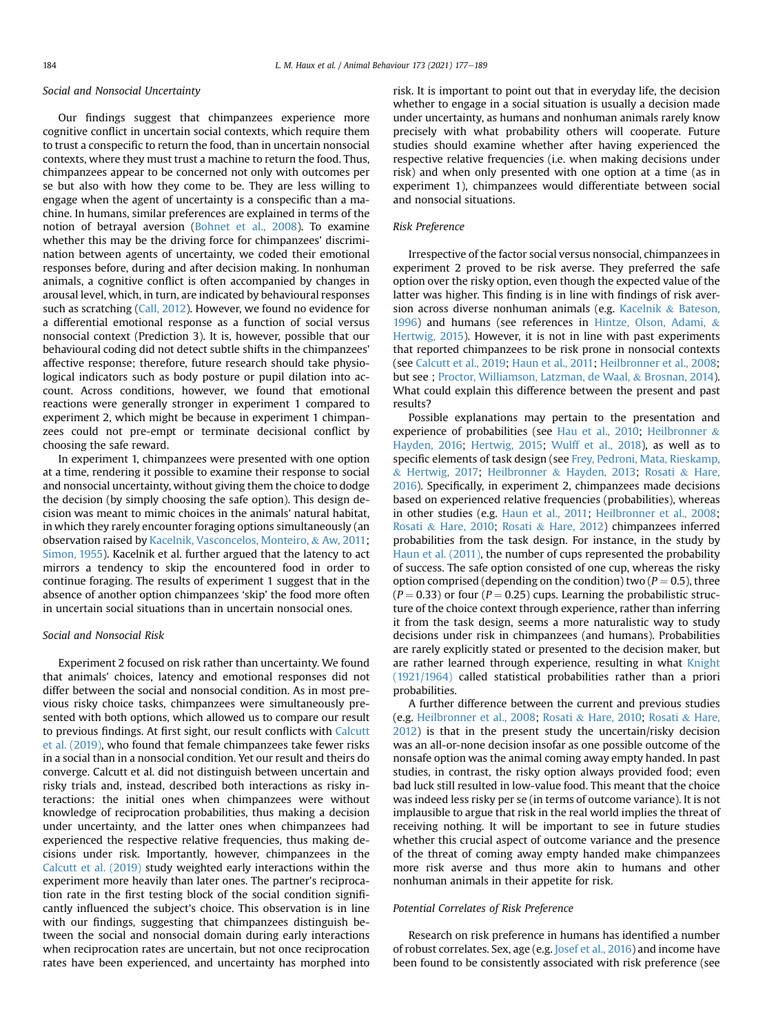### Social and Nonsocial Uncertainty

Our findings suggest that chimpanzees experience more cognitive conflict in uncertain social contexts, which require them to trust a conspecific to return the food, than in uncertain nonsocial contexts, where they must trust a machine to return the food. Thus, chimpanzees appear to be concerned not only with outcomes per se but also with how they come to be. They are less willing to engage when the agent of uncertainty is a conspecific than a machine. In humans, similar preferences are explained in terms of the notion of betrayal aversion (Bohnet et al., 2008). To examine whether this may be the driving force for chimpanzees' discrimination between agents of uncertainty, we coded their emotional responses before, during and after decision making. In nonhuman animals, a cognitive conflict is often accompanied by changes in arousal level, which, in turn, are indicated by behavioural responses such as scratching (Call, 2012). However, we found no evidence for a differential emotional response as a function of social versus nonsocial context (Prediction 3). It is, however, possible that our behavioural coding did not detect subtle shifts in the chimpanzees' affective response; therefore, future research should take physiological indicators such as body posture or pupil dilation into account. Across conditions, however, we found that emotional reactions were generally stronger in experiment 1 compared to experiment 2, which might be because in experiment 1 chimpanzees could not pre-empt or terminate decisional conflict by choosing the safe reward.

In experiment 1, chimpanzees were presented with one option at a time, rendering it possible to examine their response to social and nonsocial uncertainty, without giving them the choice to dodge the decision (by simply choosing the safe option). This design decision was meant to mimic choices in the animals' natural habitat, in which they rarely encounter foraging options simultaneously (an observation raised by Kacelnik, Vasconcelos, Monteiro, & Aw, 2011; Simon, 1955). Kacelnik et al. further argued that the latency to act mirrors a tendency to skip the encountered food in order to continue foraging. The results of experiment 1 suggest that in the absence of another option chimpanzees 'skip' the food more often in uncertain social situations than in uncertain nonsocial ones.

### Social and Nonsocial Risk

Experiment 2 focused on risk rather than uncertainty. We found that animals' choices, latency and emotional responses did not differ between the social and nonsocial condition. As in most previous risky choice tasks, chimpanzees were simultaneously presented with both options, which allowed us to compare our result to previous findings. At first sight, our result conflicts with Calcutt et al. (2019), who found that female chimpanzees take fewer risks in a social than in a nonsocial condition. Yet our result and theirs do converge. Calcutt et al. did not distinguish between uncertain and risky trials and, instead, described both interactions as risky interactions: the initial ones when chimpanzees were without knowledge of reciprocation probabilities, thus making a decision under uncertainty, and the latter ones when chimpanzees had experienced the respective relative frequencies, thus making decisions under risk. Importantly, however, chimpanzees in the Calcutt et al. (2019) study weighted early interactions within the experiment more heavily than later ones. The partner's reciprocation rate in the first testing block of the social condition significantly influenced the subject's choice. This observation is in line with our findings, suggesting that chimpanzees distinguish between the social and nonsocial domain during early interactions when reciprocation rates are uncertain, but not once reciprocation rates have been experienced, and uncertainty has morphed into risk. It is important to point out that in everyday life, the decision whether to engage in a social situation is usually a decision made under uncertainty, as humans and nonhuman animals rarely know precisely with what probability others will cooperate. Future studies should examine whether after having experienced the respective relative frequencies (i.e. when making decisions under risk) and when only presented with one option at a time (as in experiment 1), chimpanzees would differentiate between social and nonsocial situations.

### Risk Preference

Irrespective of the factor social versus nonsocial, chimpanzees in experiment 2 proved to be risk averse. They preferred the safe option over the risky option, even though the expected value of the latter was higher. This finding is in line with findings of risk aversion across diverse nonhuman animals (e.g. Kacelnik & Bateson, 1996) and humans (see references in Hintze, Olson, Adami, & Hertwig, 2015). However, it is not in line with past experiments that reported chimpanzees to be risk prone in nonsocial contexts (see Calcutt et al., 2019; Haun et al., 2011; Heilbronner et al., 2008; but see ; Proctor, Williamson, Latzman, de Waal, & Brosnan, 2014). What could explain this difference between the present and past results?

Possible explanations may pertain to the presentation and experience of probabilities (see Hau et al., 2010; Heilbronner & Hayden, 2016; Hertwig, 2015; Wulff et al., 2018), as well as to specific elements of task design (see Frey, Pedroni, Mata, Rieskamp, & Hertwig, 2017; Heilbronner & Hayden, 2013; Rosati & Hare, 2016). Specifically, in experiment 2, chimpanzees made decisions based on experienced relative frequencies (probabilities), whereas in other studies (e.g. Haun et al., 2011; Heilbronner et al., 2008; Rosati & Hare, 2010; Rosati & Hare, 2012) chimpanzees inferred probabilities from the task design. For instance, in the study by Haun et al. (2011), the number of cups represented the probability of success. The safe option consisted of one cup, whereas the risky option comprised (depending on the condition) two ($P = 0.5$), three ($P = 0.33$) or four ($P = 0.25$) cups. Learning the probabilistic structure of the choice context through experience, rather than inferring it from the task design, seems a more naturalistic way to study decisions under risk in chimpanzees (and humans). Probabilities are rarely explicitly stated or presented to the decision maker, but are rather learned through experience, resulting in what Knight (1921/1964) called statistical probabilities rather than a priori probabilities.

A further difference between the current and previous studies (e.g. Heilbronner et al., 2008; Rosati & Hare, 2010; Rosati & Hare, 2012) is that in the present study the uncertain/risky decision was an all-or-none decision insofar as one possible outcome of the nonsafe option was the animal coming away empty handed. In past studies, in contrast, the risky option always provided food; even bad luck still resulted in low-value food. This meant that the choice was indeed less risky per se (in terms of outcome variance). It is not implausible to argue that risk in the real world implies the threat of receiving nothing. It will be important to see in future studies whether this crucial aspect of outcome variance and the presence of the threat of coming away empty handed make chimpanzees more risk averse and thus more akin to humans and other nonhuman animals in their appetite for risk.

### Potential Correlates of Risk Preference

Research on risk preference in humans has identified a number of robust correlates. Sex, age (e.g. Josef et al., 2016) and income have been found to be consistently associated with risk preference (see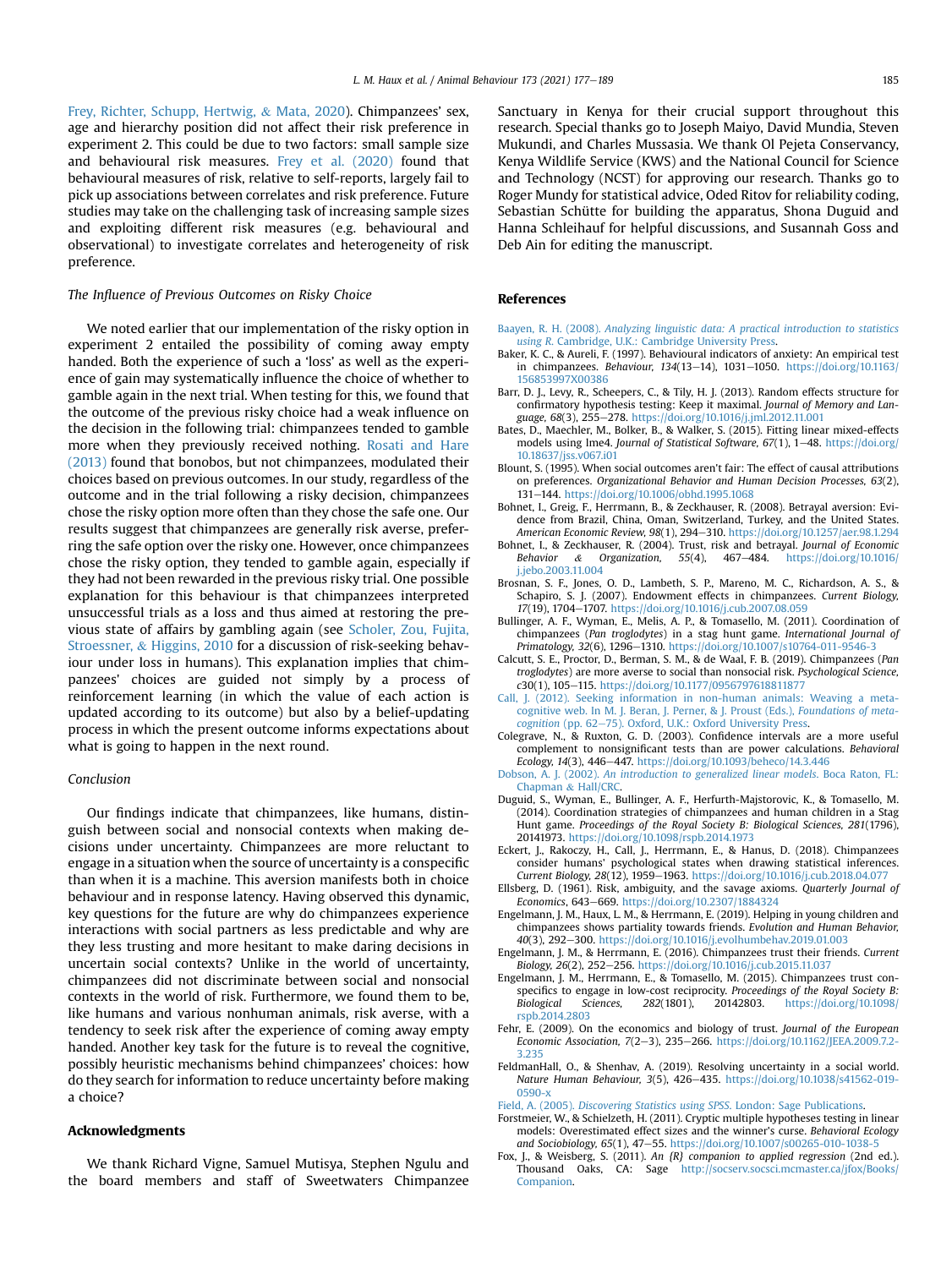Frey, Richter, Schupp, Hertwig, & Mata, 2020). Chimpanzees' sex, age and hierarchy position did not affect their risk preference in experiment 2. This could be due to two factors: small sample size and behavioural risk measures. Frey et al. (2020) found that behavioural measures of risk, relative to self-reports, largely fail to pick up associations between correlates and risk preference. Future studies may take on the challenging task of increasing sample sizes and exploiting different risk measures (e.g. behavioural and observational) to investigate correlates and heterogeneity of risk preference.

### The Influence of Previous Outcomes on Risky Choice

We noted earlier that our implementation of the risky option in experiment 2 entailed the possibility of coming away empty handed. Both the experience of such a 'loss' as well as the experience of gain may systematically influence the choice of whether to gamble again in the next trial. When testing for this, we found that the outcome of the previous risky choice had a weak influence on the decision in the following trial: chimpanzees tended to gamble more when they previously received nothing. Rosati and Hare (2013) found that bonobos, but not chimpanzees, modulated their choices based on previous outcomes. In our study, regardless of the outcome and in the trial following a risky decision, chimpanzees chose the risky option more often than they chose the safe one. Our results suggest that chimpanzees are generally risk averse, preferring the safe option over the risky one. However, once chimpanzees chose the risky option, they tended to gamble again, especially if they had not been rewarded in the previous risky trial. One possible explanation for this behaviour is that chimpanzees interpreted unsuccessful trials as a loss and thus aimed at restoring the previous state of affairs by gambling again (see Scholer, Zou, Fujita, Stroessner, & Higgins, 2010 for a discussion of risk-seeking behaviour under loss in humans). This explanation implies that chimpanzees' choices are guided not simply by a process of reinforcement learning (in which the value of each action is updated according to its outcome) but also by a belief-updating process in which the present outcome informs expectations about what is going to happen in the next round.

### Conclusion

Our findings indicate that chimpanzees, like humans, distinguish between social and nonsocial contexts when making decisions under uncertainty. Chimpanzees are more reluctant to engage in a situation when the source of uncertainty is a conspecific than when it is a machine. This aversion manifests both in choice behaviour and in response latency. Having observed this dynamic, key questions for the future are why do chimpanzees experience interactions with social partners as less predictable and why are they less trusting and more hesitant to make daring decisions in uncertain social contexts? Unlike in the world of uncertainty, chimpanzees did not discriminate between social and nonsocial contexts in the world of risk. Furthermore, we found them to be, like humans and various nonhuman animals, risk averse, with a tendency to seek risk after the experience of coming away empty handed. Another key task for the future is to reveal the cognitive, possibly heuristic mechanisms behind chimpanzees' choices: how do they search for information to reduce uncertainty before making a choice?

## Acknowledgments

We thank Richard Vigne, Samuel Mutisya, Stephen Ngulu and the board members and staff of Sweetwaters Chimpanzee Sanctuary in Kenya for their crucial support throughout this research. Special thanks go to Joseph Maiyo, David Mundia, Steven Mukundi, and Charles Mussasia. We thank Ol Pejeta Conservancy, Kenya Wildlife Service (KWS) and the National Council for Science and Technology (NCST) for approving our research. Thanks go to Roger Mundy for statistical advice, Oded Ritov for reliability coding, Sebastian Schütte for building the apparatus, Shona Duguid and Hanna Schleihauf for helpful discussions, and Susannah Goss and Deb Ain for editing the manuscript.

## References

Baayen, R. H. (2008). *Analyzing linguistic data: A practical introduction to statistics using R*. Cambridge, U.K.: Cambridge University Press.

Baker, K. C., & Aureli, F. (1997). Behavioural indicators of anxiety: An empirical test in chimpanzees. *Behaviour, 134*(13–14), 1031–1050. https://doi.org/10.1163/156853997X00386

Barr, D. J., Levy, R., Scheepers, C., & Tily, H. J. (2013). Random effects structure for confirmatory hypothesis testing: Keep it maximal. *Journal of Memory and Language, 68*(3), 255–278. https://doi.org/10.1016/j.jml.2012.11.001

Bates, D., Maechler, M., Bolker, B., & Walker, S. (2015). Fitting linear mixed-effects models using lme4. *Journal of Statistical Software, 67*(1), 1–48. https://doi.org/10.18637/jss.v067.i01

Blount, S. (1995). When social outcomes aren't fair: The effect of causal attributions on preferences. *Organizational Behavior and Human Decision Processes, 63*(2), 131–144. https://doi.org/10.1006/obhd.1995.1068

Bohnet, I., Greig, F., Herrmann, B., & Zeckhauser, R. (2008). Betrayal aversion: Evidence from Brazil, China, Oman, Switzerland, Turkey, and the United States. *American Economic Review, 98*(1), 294–310. https://doi.org/10.1257/aer.98.1.294

Bohnet, I., & Zeckhauser, R. (2004). Trust, risk and betrayal. *Journal of Economic Behavior & Organization, 55*(4), 467–484. https://doi.org/10.1016/j.jebo.2003.11.004

Brosnan, S. F., Jones, O. D., Lambeth, S. P., Mareno, M. C., Richardson, A. S., & Schapiro, S. J. (2007). Endowment effects in chimpanzees. *Current Biology, 17*(19), 1704–1707. https://doi.org/10.1016/j.cub.2007.08.059

Bullinger, A. F., Wyman, E., Melis, A. P., & Tomasello, M. (2011). Coordination of chimpanzees (*Pan troglodytes*) in a stag hunt game. *International Journal of Primatology, 32*(6), 1296–1310. https://doi.org/10.1007/s10764-011-9546-3

Calcutt, S. E., Proctor, D., Berman, S. M., & de Waal, F. B. (2019). Chimpanzees (*Pan troglodytes*) are more averse to social than nonsocial risk. *Psychological Science, c30*(1), 105–115. https://doi.org/10.1177/0956797618811877

Call, J. (2012). Seeking information in non-human animals: Weaving a metacognitive web. In M. J. Beran, J. Perner, & J. Proust (Eds.), *Foundations of metacognition* (pp. 62–75). Oxford, U.K.: Oxford University Press.

Colegrave, N., & Ruxton, G. D. (2003). Confidence intervals are a more useful complement to nonsignificant tests than are power calculations. *Behavioral Ecology, 14*(3), 446–447. https://doi.org/10.1093/beheco/14.3.446

Dobson, A. J. (2002). *An introduction to generalized linear models*. Boca Raton, FL: Chapman & Hall/CRC.

Duguid, S., Wyman, E., Bullinger, A. F., Herfurth-Majstorovic, K., & Tomasello, M. (2014). Coordination strategies of chimpanzees and human children in a Stag Hunt game. *Proceedings of the Royal Society B: Biological Sciences, 281*(1796), 20141973. https://doi.org/10.1098/rspb.2014.1973

Eckert, J., Rakoczy, H., Call, J., Herrmann, E., & Hanus, D. (2018). Chimpanzees consider humans' psychological states when drawing statistical inferences. *Current Biology, 28*(12), 1959–1963. https://doi.org/10.1016/j.cub.2018.04.077

Ellsberg, D. (1961). Risk, ambiguity, and the savage axioms. *Quarterly Journal of Economics*, 643–669. https://doi.org/10.2307/1884324

Engelmann, J. M., Haux, L. M., & Herrmann, E. (2019). Helping in young children and chimpanzees shows partiality towards friends. *Evolution and Human Behavior, 40*(3), 292–300. https://doi.org/10.1016/j.evolhumbehav.2019.01.003

Engelmann, J. M., & Herrmann, E. (2016). Chimpanzees trust their friends. *Current Biology, 26*(2), 252–256. https://doi.org/10.1016/j.cub.2015.11.037

Engelmann, J. M., Herrmann, E., & Tomasello, M. (2015). Chimpanzees trust conspecifics to engage in low-cost reciprocity. *Proceedings of the Royal Society B: Biological Sciences, 282*(1801), 20142803. https://doi.org/10.1098/rspb.2014.2803

Fehr, E. (2009). On the economics and biology of trust. *Journal of the European Economic Association, 7*(2–3), 235–266. https://doi.org/10.1162/JEEA.2009.7.2-3.235

FeldmanHall, O., & Shenhav, A. (2019). Resolving uncertainty in a social world. *Nature Human Behaviour, 3*(5), 426–435. https://doi.org/10.1038/s41562-019-0590-x

Field, A. (2005). *Discovering Statistics using SPSS*. London: Sage Publications.

Forstmeier, W., & Schielzeth, H. (2011). Cryptic multiple hypotheses testing in linear models: Overestimated effect sizes and the winner's curse. *Behavioral Ecology and Sociobiology, 65*(1), 47–55. https://doi.org/10.1007/s00265-010-1038-5

Fox, J., & Weisberg, S. (2011). *An {R} companion to applied regression* (2nd ed.). Thousand Oaks, CA: Sage http://socserv.socsci.mcmaster.ca/jfox/Books/Companion.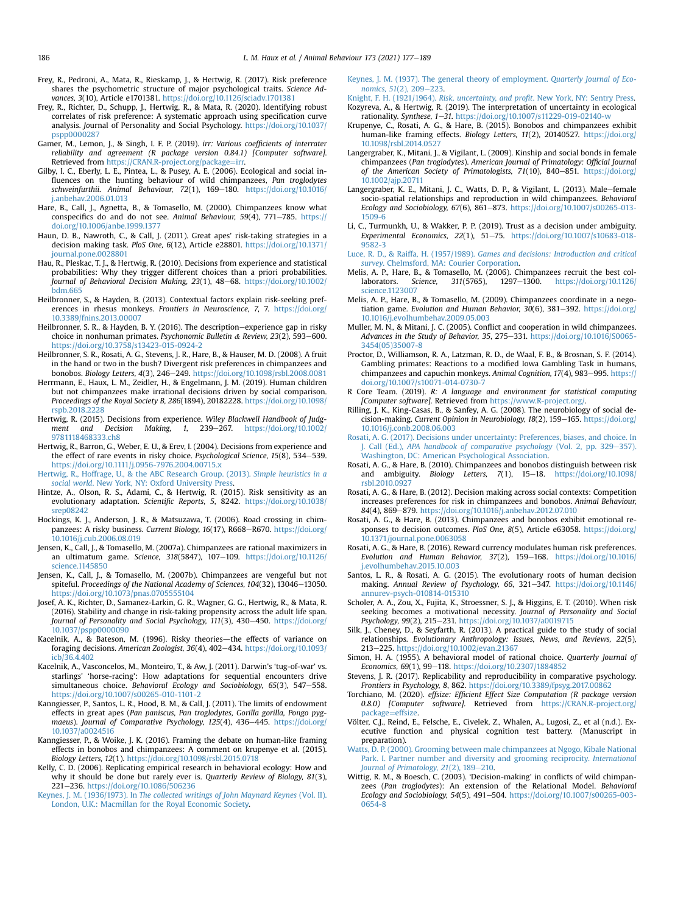Frey, R., Pedroni, A., Mata, R., Rieskamp, J., & Hertwig, R. (2017). Risk preference shares the psychometric structure of major psychological traits. *Science Advances, 3*(10), Article e1701381. https://doi.org/10.1126/sciadv.1701381

Frey, R., Richter, D., Schupp, J., Hertwig, R., & Mata, R. (2020). Identifying robust correlates of risk preference: A systematic approach using specification curve analysis. *J*ournal of Personality and Social Psychology. https://doi.org/10.1037/pspp0000287

Gamer, M., Lemon, J., & Singh, I. F. P. (2019). *irr: Various coefficients of interrater reliability and agreement (R package version 0.84.1) [Computer software]*. Retrieved from https://CRAN.R-project.org/package=irr.

Gilby, I. C., Eberly, L. E., Pintea, L., & Pusey, A. E. (2006). Ecological and social influences on the hunting behaviour of wild chimpanzees, *Pan troglodytes schweinfurthii*. *Animal Behaviour, 72*(1), 169–180. https://doi.org/10.1016/j.anbehav.2006.01.013

Hare, B., Call, J., Agnetta, B., & Tomasello, M. (2000). Chimpanzees know what conspecifics do and do not see. *Animal Behaviour, 59*(4), 771–785. https://doi.org/10.1006/anbe.1999.1377

Haun, D. B., Nawroth, C., & Call, J. (2011). Great apes' risk-taking strategies in a decision making task. *PloS One, 6*(12), Article e28801. https://doi.org/10.1371/journal.pone.0028801

Hau, R., Pleskac, T. J., & Hertwig, R. (2010). Decisions from experience and statistical probabilities: Why they trigger different choices than a priori probabilities. *Journal of Behavioral Decision Making, 23*(1), 48–68. https://doi.org/10.1002/bdm.665

Heilbronner, S., & Hayden, B. (2013). Contextual factors explain risk-seeking preferences in rhesus monkeys. *Frontiers in Neuroscience, 7*, 7. https://doi.org/10.3389/fnins.2013.00007

Heilbronner, S. R., & Hayden, B. Y. (2016). The description–experience gap in risky choice in nonhuman primates. *Psychonomic Bulletin & Review, 23*(2), 593–600. https://doi.org/10.3758/s13423-015-0924-2

Heilbronner, S. R., Rosati, A. G., Stevens, J. R., Hare, B., & Hauser, M. D. (2008). A fruit in the hand or two in the bush? Divergent risk preferences in chimpanzees and bonobos. *Biology Letters, 4*(3), 246–249. https://doi.org/10.1098/rsbl.2008.0081

Herrmann, E., Haux, L. M., Zeidler, H., & Engelmann, J. M. (2019). Human children but not chimpanzees make irrational decisions driven by social comparison. *Proceedings of the Royal Society B, 286*(1894), 20182228. https://doi.org/10.1098/rspb.2018.2228

Hertwig, R. (2015). Decisions from experience. *Wiley Blackwell Handbook of Judgment and Decision Making, 1*, 239–267. https://doi.org/10.1002/9781118468333.ch8

Hertwig, R., Barron, G., Weber, E. U., & Erev, I. (2004). Decisions from experience and the effect of rare events in risky choice. *Psychological Science, 15*(8), 534–539. https://doi.org/10.1111/j.0956-7976.2004.00715.x

Hertwig, R., Hoffrage, U., & the ABC Research Group. (2013). *Simple heuristics in a social world*. New York, NY: Oxford University Press.

Hintze, A., Olson, R. S., Adami, C., & Hertwig, R. (2015). Risk sensitivity as an evolutionary adaptation. *Scientific Reports, 5*, 8242. https://doi.org/10.1038/srep08242

Hockings, K. J., Anderson, J. R., & Matsuzawa, T. (2006). Road crossing in chimpanzees: A risky business. *Current Biology, 16*(17), R668–R670. https://doi.org/10.1016/j.cub.2006.08.019

Jensen, K., Call, J., & Tomasello, M. (2007a). Chimpanzees are rational maximizers in an ultimatum game. *Science, 318*(5847), 107–109. https://doi.org/10.1126/science.1145850

Jensen, K., Call, J., & Tomasello, M. (2007b). Chimpanzees are vengeful but not spiteful. *Proceedings of the National Academy of Sciences, 104*(32), 13046–13050. https://doi.org/10.1073/pnas.0705555104

Josef, A. K., Richter, D., Samanez-Larkin, G. R., Wagner, G. G., Hertwig, R., & Mata, R. (2016). Stability and change in risk-taking propensity across the adult life span. *Journal of Personality and Social Psychology, 111*(3), 430–450. https://doi.org/10.1037/pspp0000090

Kacelnik, A., & Bateson, M. (1996). Risky theories—the effects of variance on foraging decisions. *American Zoologist, 36*(4), 402–434. https://doi.org/10.1093/icb/36.4.402

Kacelnik, A., Vasconcelos, M., Monteiro, T., & Aw, J. (2011). Darwin's 'tug-of-war' vs. starlings' 'horse-racing': How adaptations for sequential encounters drive simultaneous choice. *Behavioral Ecology and Sociobiology, 65*(3), 547–558. https://doi.org/10.1007/s00265-010-1101-2

Kanngiesser, P., Santos, L. R., Hood, B. M., & Call, J. (2011). The limits of endowment effects in great apes (*Pan paniscus, Pan troglodytes, Gorilla gorilla, Pongo pygmaeus*). *Journal of Comparative Psychology, 125*(4), 436–445. https://doi.org/10.1037/a0024516

Kanngiesser, P., & Woike, J. K. (2016). Framing the debate on human-like framing effects in bonobos and chimpanzees: A comment on krupenye et al. (2015). *Biology Letters, 12*(1). https://doi.org/10.1098/rsbl.2015.0718

Kelly, C. D. (2006). Replicating empirical research in behavioral ecology: How and why it should be done but rarely ever is. *Quarterly Review of Biology, 81*(3), 221–236. https://doi.org/10.1086/506236

Keynes, J. M. (1936/1973). In *The collected writings of John Maynard Keynes* (Vol. II). London, U.K.: Macmillan for the Royal Economic Society.

Keynes, J. M. (1937). The general theory of employment. *Quarterly Journal of Economics, 51*(2), 209–223.

Knight, F. H. (1921/1964). *Risk, uncertainty, and profit*. New York, NY: Sentry Press.

Kozyreva, A., & Hertwig, R. (2019). The interpretation of uncertainty in ecological rationality. *Synthese, 1–31*. https://doi.org/10.1007/s11229-019-02140-w

Krupenye, C., Rosati, A. G., & Hare, B. (2015). Bonobos and chimpanzees exhibit human-like framing effects. *Biology Letters, 11*(2), 20140527. https://doi.org/10.1098/rsbl.2014.0527

Langergraber, K., Mitani, J., & Vigilant, L. (2009). Kinship and social bonds in female chimpanzees (*Pan troglodytes*). *American Journal of Primatology: Official Journal of the American Society of Primatologists, 71*(10), 840–851. https://doi.org/10.1002/ajp.20711

Langergraber, K. E., Mitani, J. C., Watts, D. P., & Vigilant, L. (2013). Male–female socio-spatial relationships and reproduction in wild chimpanzees. *Behavioral Ecology and Sociobiology, 67*(6), 861–873. https://doi.org/10.1007/s00265-013-1509-6

Li, C., Turmunkh, U., & Wakker, P. P. (2019). Trust as a decision under ambiguity. *Experimental Economics, 22*(1), 51–75. https://doi.org/10.1007/s10683-018-9582-3

Luce, R. D., & Raiffa, H. (1957/1989). *Games and decisions: Introduction and critical survey*. Chelmsford, MA: Courier Corporation.

Melis, A. P., Hare, B., & Tomasello, M. (2006). Chimpanzees recruit the best collaborators. *Science, 311*(5765), 1297–1300. https://doi.org/10.1126/science.1123007

Melis, A. P., Hare, B., & Tomasello, M. (2009). Chimpanzees coordinate in a negotiation game. *Evolution and Human Behavior, 30*(6), 381–392. https://doi.org/10.1016/j.evolhumbehav.2009.05.003

Muller, M. N., & Mitani, J. C. (2005). Conflict and cooperation in wild chimpanzees. *Advances in the Study of Behavior, 35*, 275–331. https://doi.org/10.1016/S0065-3454(05)35007-8

Proctor, D., Williamson, R. A., Latzman, R. D., de Waal, F. B., & Brosnan, S. F. (2014). Gambling primates: Reactions to a modified Iowa Gambling Task in humans, chimpanzees and capuchin monkeys. *Animal Cognition, 17*(4), 983–995. https://doi.org/10.1007/s10071-014-0730-7

R Core Team. (2019). *R: A language and environment for statistical computing [Computer software]*. Retrieved from https://www.R-project.org/.

Rilling, J. K., King-Casas, B., & Sanfey, A. G. (2008). The neurobiology of social decision-making. *Current Opinion in Neurobiology, 18*(2), 159–165. https://doi.org/10.1016/j.conb.2008.06.003

Rosati, A. G. (2017). Decisions under uncertainty: Preferences, biases, and choice. In J. Call (Ed.), *APA handbook of comparative psychology* (Vol. 2, pp. 329–357). Washington, DC: American Psychological Association.

Rosati, A. G., & Hare, B. (2010). Chimpanzees and bonobos distinguish between risk and ambiguity. *Biology Letters, 7*(1), 15–18. https://doi.org/10.1098/rsbl.2010.0927

Rosati, A. G., & Hare, B. (2012). Decision making across social contexts: Competition increases preferences for risk in chimpanzees and bonobos. *Animal Behaviour, 84*(4), 869–879. https://doi.org/10.1016/j.anbehav.2012.07.010

Rosati, A. G., & Hare, B. (2013). Chimpanzees and bonobos exhibit emotional responses to decision outcomes. *PloS One, 8*(5), Article e63058. https://doi.org/10.1371/journal.pone.0063058

Rosati, A. G., & Hare, B. (2016). Reward currency modulates human risk preferences. *Evolution and Human Behavior, 37*(2), 159–168. https://doi.org/10.1016/j.evolhumbehav.2015.10.003

Santos, L. R., & Rosati, A. G. (2015). The evolutionary roots of human decision making. *Annual Review of Psychology, 66*, 321–347. https://doi.org/10.1146/annurev-psych-010814-015310

Scholer, A. A., Zou, X., Fujita, K., Stroessner, S. J., & Higgins, E. T. (2010). When risk seeking becomes a motivational necessity. *Journal of Personality and Social Psychology, 99*(2), 215–231. https://doi.org/10.1037/a0019715

Silk, J., Cheney, D., & Seyfarth, R. (2013). A practical guide to the study of social relationships. *Evolutionary Anthropology: Issues, News, and Reviews, 22*(5), 213–225. https://doi.org/10.1002/evan.21367

Simon, H. A. (1955). A behavioral model of rational choice. *Quarterly Journal of Economics, 69*(1), 99–118. https://doi.org/10.2307/1884852

Stevens, J. R. (2017). Replicability and reproducibility in comparative psychology. *Frontiers in Psychology, 8*, 862. https://doi.org/10.3389/fpsyg.2017.00862

Torchiano, M. (2020). *effsize: Efficient Effect Size Computation (R package version 0.8.0) [Computer software]*. Retrieved from https://CRAN.R-project.org/package=effsize.

Völter, C.J., Reind, E., Felsche, E., Civelek, Z., Whalen, A., Lugosi, Z., et al (n.d.). Executive function and physical cognition test battery. (Manuscript in preparation).

Watts, D. P. (2000). Grooming between male chimpanzees at Ngogo, Kibale National Park. I. Partner number and diversity and grooming reciprocity. *International Journal of Primatology, 21*(2), 189–210.

Wittig, R. M., & Boesch, C. (2003). 'Decision-making' in conflicts of wild chimpanzees (*Pan troglodytes*): An extension of the Relational Model. *Behavioral Ecology and Sociobiology, 54*(5), 491–504. https://doi.org/10.1007/s00265-003-0654-8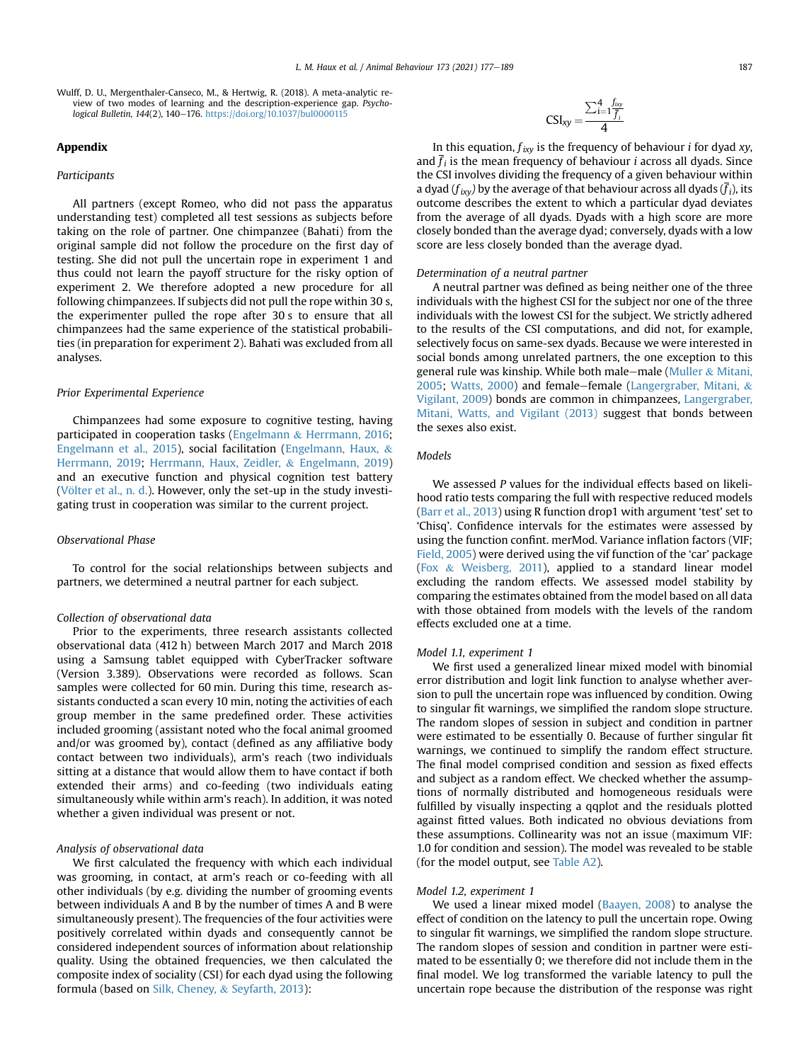Wulff, D. U., Mergenthaler-Canseco, M., & Hertwig, R. (2018). A meta-analytic review of two modes of learning and the description-experience gap. *Psychological Bulletin, 144*(2), 140–176. https://doi.org/10.1037/bul0000115

## Appendix

### Participants

All partners (except Romeo, who did not pass the apparatus understanding test) completed all test sessions as subjects before taking on the role of partner. One chimpanzee (Bahati) from the original sample did not follow the procedure on the first day of testing. She did not pull the uncertain rope in experiment 1 and thus could not learn the payoff structure for the risky option of experiment 2. We therefore adopted a new procedure for all following chimpanzees. If subjects did not pull the rope within 30 s, the experimenter pulled the rope after 30 s to ensure that all chimpanzees had the same experience of the statistical probabilities (in preparation for experiment 2). Bahati was excluded from all analyses.

### Prior Experimental Experience

Chimpanzees had some exposure to cognitive testing, having participated in cooperation tasks (Engelmann & Herrmann, 2016; Engelmann et al., 2015), social facilitation (Engelmann, Haux, & Herrmann, 2019; Herrmann, Haux, Zeidler, & Engelmann, 2019) and an executive function and physical cognition test battery (Völter et al., n. d.). However, only the set-up in the study investigating trust in cooperation was similar to the current project.

### Observational Phase

To control for the social relationships between subjects and partners, we determined a neutral partner for each subject.

#### Collection of observational data

Prior to the experiments, three research assistants collected observational data (412 h) between March 2017 and March 2018 using a Samsung tablet equipped with CyberTracker software (Version 3.389). Observations were recorded as follows. Scan samples were collected for 60 min. During this time, research assistants conducted a scan every 10 min, noting the activities of each group member in the same predefined order. These activities included grooming (assistant noted who the focal animal groomed and/or was groomed by), contact (defined as any affiliative body contact between two individuals), arm's reach (two individuals sitting at a distance that would allow them to have contact if both extended their arms) and co-feeding (two individuals eating simultaneously while within arm's reach). In addition, it was noted whether a given individual was present or not.

#### Analysis of observational data

We first calculated the frequency with which each individual was grooming, in contact, at arm's reach or co-feeding with all other individuals (by e.g. dividing the number of grooming events between individuals A and B by the number of times A and B were simultaneously present). The frequencies of the four activities were positively correlated within dyads and consequently cannot be considered independent sources of information about relationship quality. Using the obtained frequencies, we then calculated the composite index of sociality (CSI) for each dyad using the following formula (based on Silk, Cheney, & Seyfarth, 2013):

$$\text{CSI}_{xy} = \frac{\sum_{i=1}^{4} \frac{f_{ixy}}{\bar{f}_i}}{4}$$

In this equation, $f_{ixy}$ is the frequency of behaviour $i$ for dyad $xy$, and $\bar{f}_i$ is the mean frequency of behaviour $i$ across all dyads. Since the CSI involves dividing the frequency of a given behaviour within a dyad ($f_{ixy}$) by the average of that behaviour across all dyads ($\bar{f}_i$), its outcome describes the extent to which a particular dyad deviates from the average of all dyads. Dyads with a high score are more closely bonded than the average dyad; conversely, dyads with a low score are less closely bonded than the average dyad.

#### Determination of a neutral partner

A neutral partner was defined as being neither one of the three individuals with the highest CSI for the subject nor one of the three individuals with the lowest CSI for the subject. We strictly adhered to the results of the CSI computations, and did not, for example, selectively focus on same-sex dyads. Because we were interested in social bonds among unrelated partners, the one exception to this general rule was kinship. While both male–male (Muller & Mitani, 2005; Watts, 2000) and female–female (Langergraber, Mitani, & Vigilant, 2009) bonds are common in chimpanzees, Langergraber, Mitani, Watts, and Vigilant (2013) suggest that bonds between the sexes also exist.

### Models

We assessed *P* values for the individual effects based on likelihood ratio tests comparing the full with respective reduced models (Barr et al., 2013) using R function drop1 with argument 'test' set to 'Chisq'. Confidence intervals for the estimates were assessed by using the function confint. merMod. Variance inflation factors (VIF; Field, 2005) were derived using the vif function of the 'car' package (Fox & Weisberg, 2011), applied to a standard linear model excluding the random effects. We assessed model stability by comparing the estimates obtained from the model based on all data with those obtained from models with the levels of the random effects excluded one at a time.

#### Model 1.1, experiment 1

We first used a generalized linear mixed model with binomial error distribution and logit link function to analyse whether aversion to pull the uncertain rope was influenced by condition. Owing to singular fit warnings, we simplified the random slope structure. The random slopes of session in subject and condition in partner were estimated to be essentially 0. Because of further singular fit warnings, we continued to simplify the random effect structure. The final model comprised condition and session as fixed effects and subject as a random effect. We checked whether the assumptions of normally distributed and homogeneous residuals were fulfilled by visually inspecting a qqplot and the residuals plotted against fitted values. Both indicated no obvious deviations from these assumptions. Collinearity was not an issue (maximum VIF: 1.0 for condition and session). The model was revealed to be stable (for the model output, see Table A2).

#### Model 1.2, experiment 1

We used a linear mixed model (Baayen, 2008) to analyse the effect of condition on the latency to pull the uncertain rope. Owing to singular fit warnings, we simplified the random slope structure. The random slopes of session and condition in partner were estimated to be essentially 0; we therefore did not include them in the final model. We log transformed the variable latency to pull the uncertain rope because the distribution of the response was right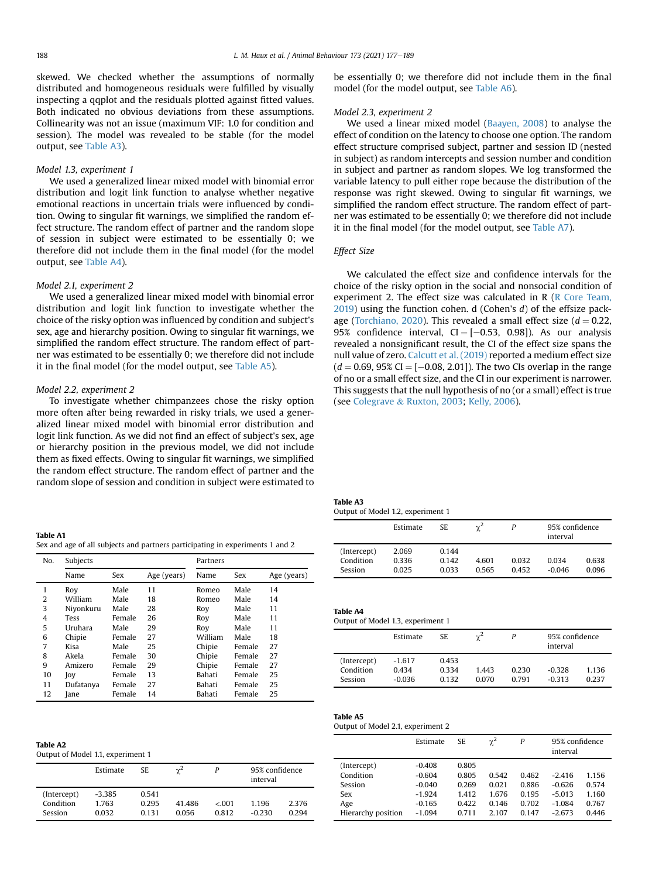skewed. We checked whether the assumptions of normally distributed and homogeneous residuals were fulfilled by visually inspecting a qqplot and the residuals plotted against fitted values. Both indicated no obvious deviations from these assumptions. Collinearity was not an issue (maximum VIF: 1.0 for condition and session). The model was revealed to be stable (for the model output, see Table A3).

*Model 1.3, experiment 1*

We used a generalized linear mixed model with binomial error distribution and logit link function to analyse whether negative emotional reactions in uncertain trials were influenced by condition. Owing to singular fit warnings, we simplified the random effect structure. The random effect of partner and the random slope of session in subject were estimated to be essentially 0; we therefore did not include them in the final model (for the model output, see Table A4).

*Model 2.1, experiment 2*

We used a generalized linear mixed model with binomial error distribution and logit link function to investigate whether the choice of the risky option was influenced by condition and subject's sex, age and hierarchy position. Owing to singular fit warnings, we simplified the random effect structure. The random effect of partner was estimated to be essentially 0; we therefore did not include it in the final model (for the model output, see Table A5).

*Model 2.2, experiment 2*

To investigate whether chimpanzees chose the risky option more often after being rewarded in risky trials, we used a generalized linear mixed model with binomial error distribution and logit link function. As we did not find an effect of subject's sex, age or hierarchy position in the previous model, we did not include them as fixed effects. Owing to singular fit warnings, we simplified the random effect structure. The random effect of partner and the random slope of session and condition in subject were estimated to be essentially 0; we therefore did not include them in the final model (for the model output, see Table A6).

*Model 2.3, experiment 2*

We used a linear mixed model (Baayen, 2008) to analyse the effect of condition on the latency to choose one option. The random effect structure comprised subject, partner and session ID (nested in subject) as random intercepts and session number and condition in subject and partner as random slopes. We log transformed the variable latency to pull either rope because the distribution of the response was right skewed. Owing to singular fit warnings, we simplified the random effect structure. The random effect of partner was estimated to be essentially 0; we therefore did not include it in the final model (for the model output, see Table A7).

*Effect Size*

We calculated the effect size and confidence intervals for the choice of the risky option in the social and nonsocial condition of experiment 2. The effect size was calculated in R (R Core Team, 2019) using the function cohen. d (Cohen's *d*) of the effsize package (Torchiano, 2020). This revealed a small effect size ($d = 0.22$, 95% confidence interval, CI = [−0.53, 0.98]). As our analysis revealed a nonsignificant result, the CI of the effect size spans the null value of zero. Calcutt et al. (2019) reported a medium effect size ($d = 0.69$, 95% CI = [−0.08, 2.01]). The two CIs overlap in the range of no or a small effect size, and the CI in our experiment is narrower. This suggests that the null hypothesis of no (or a small) effect is true (see Colegrave & Ruxton, 2003; Kelly, 2006).

**Table A1**
Sex and age of all subjects and partners participating in experiments 1 and 2

| No. | Subjects | | | Partners | | |
|---|---|---|---|---|---|---|
| | Name | Sex | Age (years) | Name | Sex | Age (years) |
| 1 | Roy | Male | 11 | Romeo | Male | 14 |
| 2 | William | Male | 18 | Romeo | Male | 14 |
| 3 | Niyonkuru | Male | 28 | Roy | Male | 11 |
| 4 | Tess | Female | 26 | Roy | Male | 11 |
| 5 | Uruhara | Male | 29 | Roy | Male | 11 |
| 6 | Chipie | Female | 27 | William | Male | 18 |
| 7 | Kisa | Male | 25 | Chipie | Female | 27 |
| 8 | Akela | Female | 30 | Chipie | Female | 27 |
| 9 | Amizero | Female | 29 | Chipie | Female | 27 |
| 10 | Joy | Female | 13 | Bahati | Female | 25 |
| 11 | Dufatanya | Female | 27 | Bahati | Female | 25 |
| 12 | Jane | Female | 14 | Bahati | Female | 25 |

**Table A2**
Output of Model 1.1, experiment 1

| | Estimate | SE | $\chi^2$ | *P* | 95% confidence interval | |
|---|---|---|---|---|---|---|
| (Intercept) | −3.385 | 0.541 | | | | |
| Condition | 1.763 | 0.295 | 41.486 | <.001 | 1.196 | 2.376 |
| Session | 0.032 | 0.131 | 0.056 | 0.812 | −0.230 | 0.294 |

**Table A3**
Output of Model 1.2, experiment 1

| | Estimate | SE | $\chi^2$ | *P* | 95% confidence interval | |
|---|---|---|---|---|---|---|
| (Intercept) | 2.069 | 0.144 | | | | |
| Condition | 0.336 | 0.142 | 4.601 | 0.032 | 0.034 | 0.638 |
| Session | 0.025 | 0.033 | 0.565 | 0.452 | −0.046 | 0.096 |

**Table A4**
Output of Model 1.3, experiment 1

| | Estimate | SE | $\chi^2$ | *P* | 95% confidence interval | |
|---|---|---|---|---|---|---|
| (Intercept) | −1.617 | 0.453 | | | | |
| Condition | 0.434 | 0.334 | 1.443 | 0.230 | −0.328 | 1.136 |
| Session | −0.036 | 0.132 | 0.070 | 0.791 | −0.313 | 0.237 |

**Table A5**
Output of Model 2.1, experiment 2

| | Estimate | SE | $\chi^2$ | *P* | 95% confidence interval | |
|---|---|---|---|---|---|---|
| (Intercept) | −0.408 | 0.805 | | | | |
| Condition | −0.604 | 0.805 | 0.542 | 0.462 | −2.416 | 1.156 |
| Session | −0.040 | 0.269 | 0.021 | 0.886 | −0.626 | 0.574 |
| Sex | −1.924 | 1.412 | 1.676 | 0.195 | −5.013 | 1.160 |
| Age | −0.165 | 0.422 | 0.146 | 0.702 | −1.084 | 0.767 |
| Hierarchy position | −1.094 | 0.711 | 2.107 | 0.147 | −2.673 | 0.446 |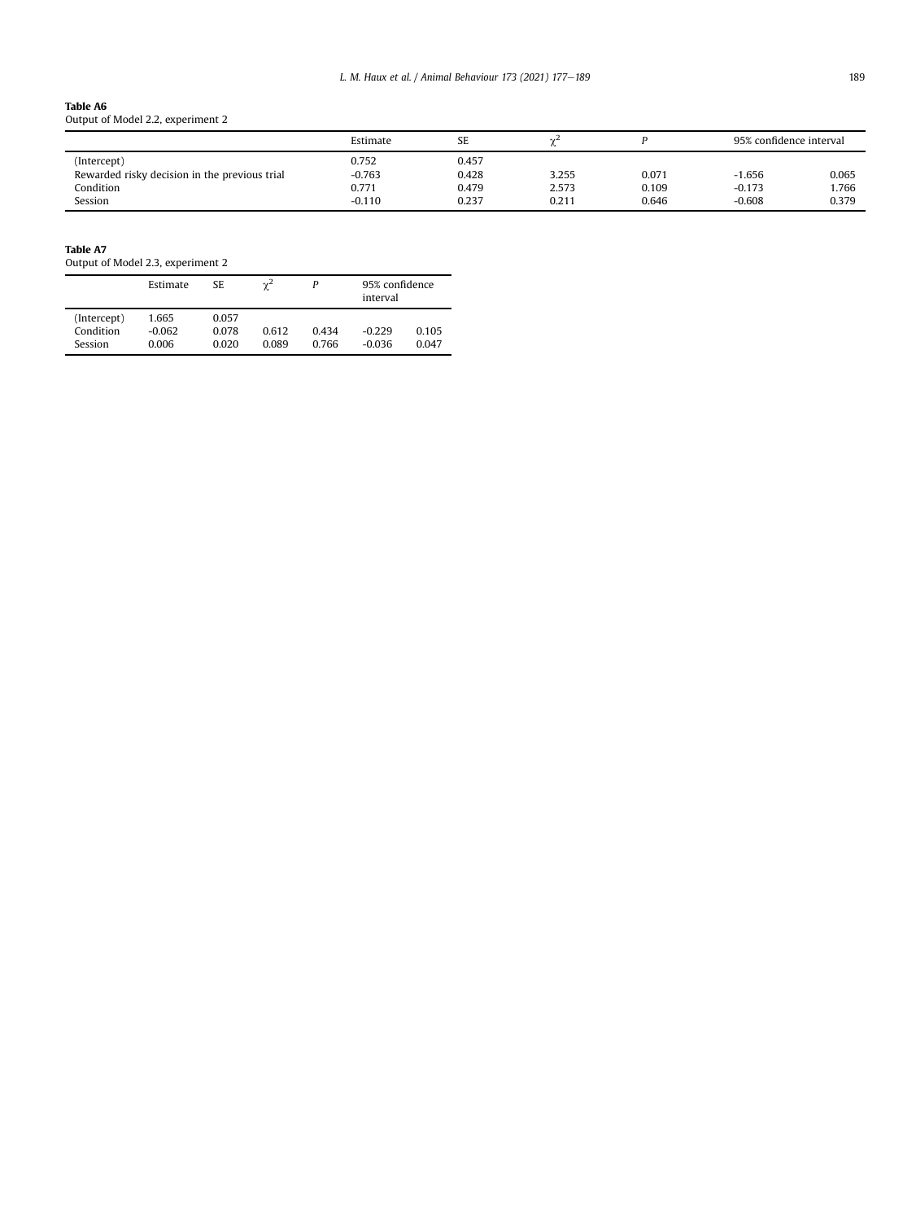**Table A6**
Output of Model 2.2, experiment 2

| | Estimate | SE | $\chi^2$ | $P$ | 95% confidence interval | |
|---|---|---|---|---|---|---|
| (Intercept) | 0.752 | 0.457 | | | | |
| Rewarded risky decision in the previous trial | -0.763 | 0.428 | 3.255 | 0.071 | -1.656 | 0.065 |
| Condition | 0.771 | 0.479 | 2.573 | 0.109 | -0.173 | 1.766 |
| Session | -0.110 | 0.237 | 0.211 | 0.646 | -0.608 | 0.379 |

**Table A7**
Output of Model 2.3, experiment 2

| | Estimate | SE | $\chi^2$ | $P$ | 95% confidence interval | |
|---|---|---|---|---|---|---|
| (Intercept) | 1.665 | 0.057 | | | | |
| Condition | -0.062 | 0.078 | 0.612 | 0.434 | -0.229 | 0.105 |
| Session | 0.006 | 0.020 | 0.089 | 0.766 | -0.036 | 0.047 |